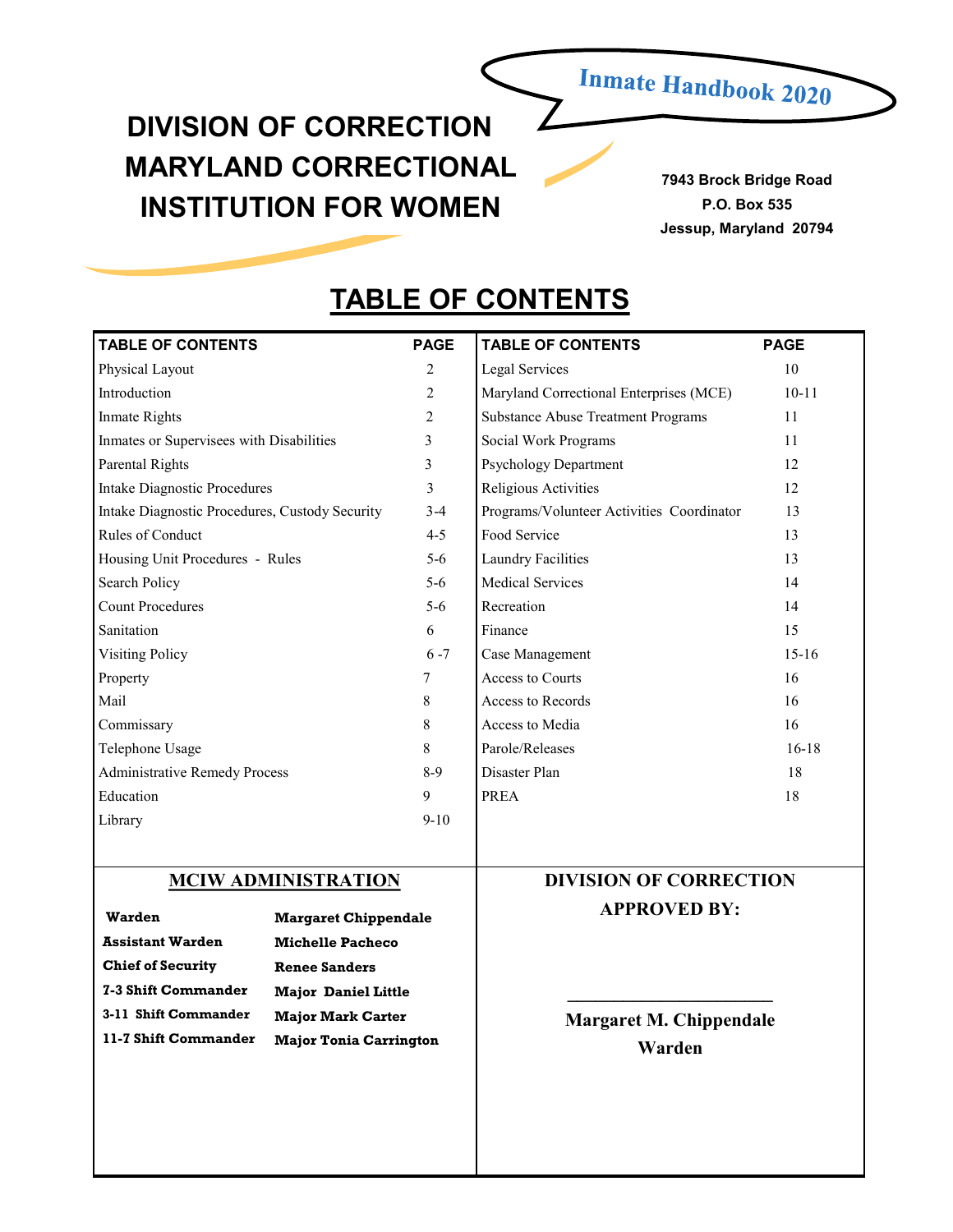Inmate Handbook 2020

# DIVISION OF CORRECTION MARYLAND CORRECTIONAL INSTITUTION FOR WOMEN

**7943 Brock Bridge Road**
**P.O. Box 535**
**Jessup, Maryland 20794**

## TABLE OF CONTENTS

| TABLE OF CONTENTS | PAGE | TABLE OF CONTENTS | PAGE |
|---|---|---|---|
| Physical Layout | 2 | Legal Services | 10 |
| Introduction | 2 | Maryland Correctional Enterprises (MCE) | 10-11 |
| Inmate Rights | 2 | Substance Abuse Treatment Programs | 11 |
| Inmates or Supervisees with Disabilities | 3 | Social Work Programs | 11 |
| Parental Rights | 3 | Psychology Department | 12 |
| Intake Diagnostic Procedures | 3 | Religious Activities | 12 |
| Intake Diagnostic Procedures, Custody Security | 3-4 | Programs/Volunteer Activities Coordinator | 13 |
| Rules of Conduct | 4-5 | Food Service | 13 |
| Housing Unit Procedures - Rules | 5-6 | Laundry Facilities | 13 |
| Search Policy | 5-6 | Medical Services | 14 |
| Count Procedures | 5-6 | Recreation | 14 |
| Sanitation | 6 | Finance | 15 |
| Visiting Policy | 6 -7 | Case Management | 15-16 |
| Property | 7 | Access to Courts | 16 |
| Mail | 8 | Access to Records | 16 |
| Commissary | 8 | Access to Media | 16 |
| Telephone Usage | 8 | Parole/Releases | 16-18 |
| Administrative Remedy Process | 8-9 | Disaster Plan | 18 |
| Education | 9 | PREA | 18 |
| Library | 9-10 | | |

### MCIW ADMINISTRATION

| | |
|---|---|
| **Warden** | **Margaret Chippendale** |
| **Assistant Warden** | **Michelle Pacheco** |
| **Chief of Security** | **Renee Sanders** |
| **7-3 Shift Commander** | **Major Daniel Little** |
| **3-11 Shift Commander** | **Major Mark Carter** |
| **11-7 Shift Commander** | **Major Tonia Carrington** |

### DIVISION OF CORRECTION APPROVED BY:

______________________

**Margaret M. Chippendale**
**Warden**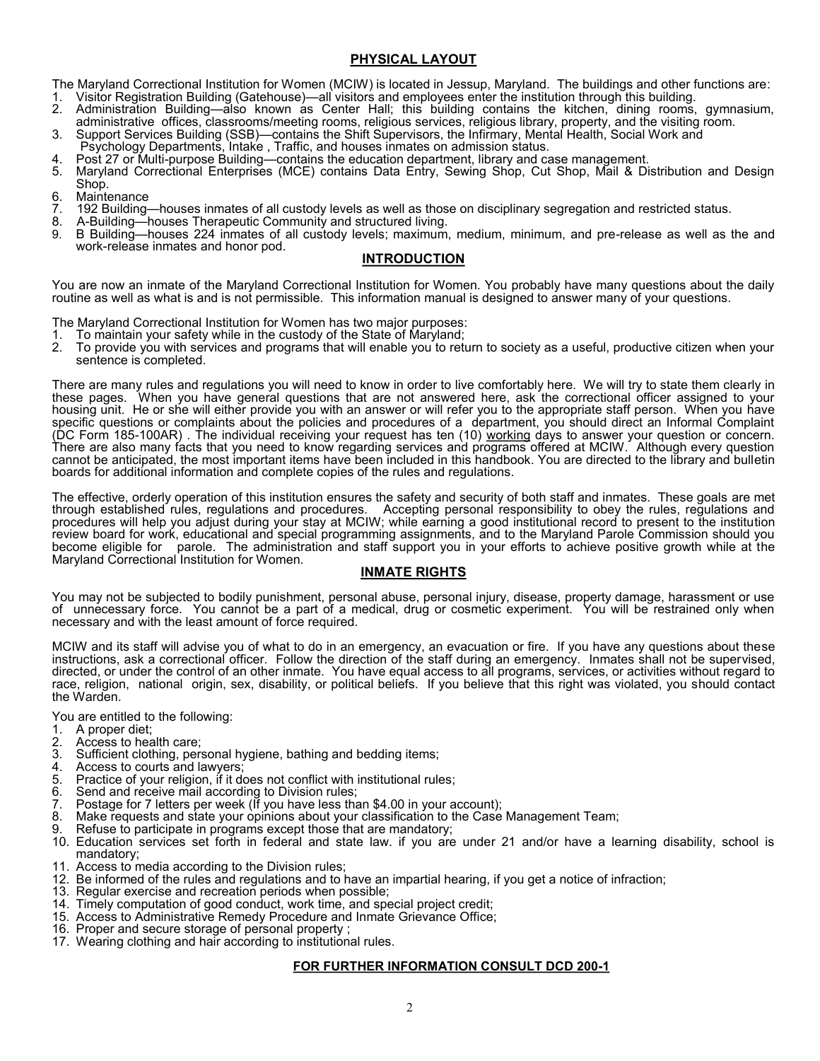## PHYSICAL LAYOUT

The Maryland Correctional Institution for Women (MCIW) is located in Jessup, Maryland. The buildings and other functions are:

1. Visitor Registration Building (Gatehouse)—all visitors and employees enter the institution through this building.
2. Administration Building—also known as Center Hall; this building contains the kitchen, dining rooms, gymnasium, administrative offices, classrooms/meeting rooms, religious services, religious library, property, and the visiting room.
3. Support Services Building (SSB)—contains the Shift Supervisors, the Infirmary, Mental Health, Social Work and Psychology Departments, Intake , Traffic, and houses inmates on admission status.
4. Post 27 or Multi-purpose Building—contains the education department, library and case management.
5. Maryland Correctional Enterprises (MCE) contains Data Entry, Sewing Shop, Cut Shop, Mail & Distribution and Design Shop.
6. Maintenance
7. 192 Building—houses inmates of all custody levels as well as those on disciplinary segregation and restricted status.
8. A-Building—houses Therapeutic Community and structured living.
9. B Building—houses 224 inmates of all custody levels; maximum, medium, minimum, and pre-release as well as the and work-release inmates and honor pod.

## INTRODUCTION

You are now an inmate of the Maryland Correctional Institution for Women. You probably have many questions about the daily routine as well as what is and is not permissible. This information manual is designed to answer many of your questions.

The Maryland Correctional Institution for Women has two major purposes:

1. To maintain your safety while in the custody of the State of Maryland;
2. To provide you with services and programs that will enable you to return to society as a useful, productive citizen when your sentence is completed.

There are many rules and regulations you will need to know in order to live comfortably here. We will try to state them clearly in these pages. When you have general questions that are not answered here, ask the correctional officer assigned to your housing unit. He or she will either provide you with an answer or will refer you to the appropriate staff person. When you have specific questions or complaints about the policies and procedures of a department, you should direct an Informal Complaint (DC Form 185-100AR) . The individual receiving your request has ten (10) working days to answer your question or concern. There are also many facts that you need to know regarding services and programs offered at MCIW. Although every question cannot be anticipated, the most important items have been included in this handbook. You are directed to the library and bulletin boards for additional information and complete copies of the rules and regulations.

The effective, orderly operation of this institution ensures the safety and security of both staff and inmates. These goals are met through established rules, regulations and procedures. Accepting personal responsibility to obey the rules, regulations and procedures will help you adjust during your stay at MCIW; while earning a good institutional record to present to the institution review board for work, educational and special programming assignments, and to the Maryland Parole Commission should you become eligible for parole. The administration and staff support you in your efforts to achieve positive growth while at the Maryland Correctional Institution for Women.

## INMATE RIGHTS

You may not be subjected to bodily punishment, personal abuse, personal injury, disease, property damage, harassment or use of unnecessary force. You cannot be a part of a medical, drug or cosmetic experiment. You will be restrained only when necessary and with the least amount of force required.

MCIW and its staff will advise you of what to do in an emergency, an evacuation or fire. If you have any questions about these instructions, ask a correctional officer. Follow the direction of the staff during an emergency. Inmates shall not be supervised, directed, or under the control of an other inmate. You have equal access to all programs, services, or activities without regard to race, religion, national origin, sex, disability, or political beliefs. If you believe that this right was violated, you should contact the Warden.

You are entitled to the following:

1. A proper diet;
2. Access to health care;
3. Sufficient clothing, personal hygiene, bathing and bedding items;
4. Access to courts and lawyers;
5. Practice of your religion, if it does not conflict with institutional rules;
6. Send and receive mail according to Division rules;
7. Postage for 7 letters per week (If you have less than $4.00 in your account);
8. Make requests and state your opinions about your classification to the Case Management Team;
9. Refuse to participate in programs except those that are mandatory;
10. Education services set forth in federal and state law. if you are under 21 and/or have a learning disability, school is mandatory;
11. Access to media according to the Division rules;
12. Be informed of the rules and regulations and to have an impartial hearing, if you get a notice of infraction;
13. Regular exercise and recreation periods when possible;
14. Timely computation of good conduct, work time, and special project credit;
15. Access to Administrative Remedy Procedure and Inmate Grievance Office;
16. Proper and secure storage of personal property ;
17. Wearing clothing and hair according to institutional rules.

**FOR FURTHER INFORMATION CONSULT DCD 200-1**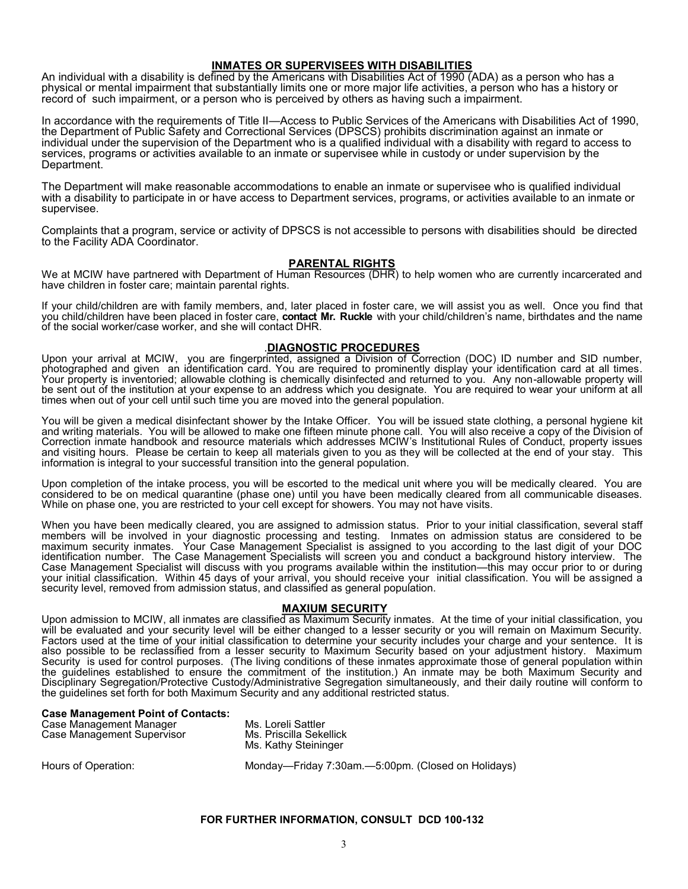## INMATES OR SUPERVISEES WITH DISABILITIES

An individual with a disability is defined by the Americans with Disabilities Act of 1990 (ADA) as a person who has a physical or mental impairment that substantially limits one or more major life activities, a person who has a history or record of such impairment, or a person who is perceived by others as having such a impairment.

In accordance with the requirements of Title II—Access to Public Services of the Americans with Disabilities Act of 1990, the Department of Public Safety and Correctional Services (DPSCS) prohibits discrimination against an inmate or individual under the supervision of the Department who is a qualified individual with a disability with regard to access to services, programs or activities available to an inmate or supervisee while in custody or under supervision by the Department.

The Department will make reasonable accommodations to enable an inmate or supervisee who is qualified individual with a disability to participate in or have access to Department services, programs, or activities available to an inmate or supervisee.

Complaints that a program, service or activity of DPSCS is not accessible to persons with disabilities should be directed to the Facility ADA Coordinator.

## PARENTAL RIGHTS

We at MCIW have partnered with Department of Human Resources (DHR) to help women who are currently incarcerated and have children in foster care; maintain parental rights.

If your child/children are with family members, and, later placed in foster care, we will assist you as well. Once you find that you child/children have been placed in foster care, **contact Mr. Ruckle** with your child/children's name, birthdates and the name of the social worker/case worker, and she will contact DHR.

## .DIAGNOSTIC PROCEDURES

Upon your arrival at MCIW, you are fingerprinted, assigned a Division of Correction (DOC) ID number and SID number, photographed and given an identification card. You are required to prominently display your identification card at all times. Your property is inventoried; allowable clothing is chemically disinfected and returned to you. Any non-allowable property will be sent out of the institution at your expense to an address which you designate. You are required to wear your uniform at all times when out of your cell until such time you are moved into the general population.

You will be given a medical disinfectant shower by the Intake Officer. You will be issued state clothing, a personal hygiene kit and writing materials. You will be allowed to make one fifteen minute phone call. You will also receive a copy of the Division of Correction inmate handbook and resource materials which addresses MCIW's Institutional Rules of Conduct, property issues and visiting hours. Please be certain to keep all materials given to you as they will be collected at the end of your stay. This information is integral to your successful transition into the general population.

Upon completion of the intake process, you will be escorted to the medical unit where you will be medically cleared. You are considered to be on medical quarantine (phase one) until you have been medically cleared from all communicable diseases. While on phase one, you are restricted to your cell except for showers. You may not have visits.

When you have been medically cleared, you are assigned to admission status. Prior to your initial classification, several staff members will be involved in your diagnostic processing and testing. Inmates on admission status are considered to be maximum security inmates. Your Case Management Specialist is assigned to you according to the last digit of your DOC identification number. The Case Management Specialists will screen you and conduct a background history interview. The Case Management Specialist will discuss with you programs available within the institution—this may occur prior to or during your initial classification. Within 45 days of your arrival, you should receive your initial classification. You will be assigned a security level, removed from admission status, and classified as general population.

## MAXIUM SECURITY

Upon admission to MCIW, all inmates are classified as Maximum Security inmates. At the time of your initial classification, you will be evaluated and your security level will be either changed to a lesser security or you will remain on Maximum Security. Factors used at the time of your initial classification to determine your security includes your charge and your sentence. It is also possible to be reclassified from a lesser security to Maximum Security based on your adjustment history. Maximum Security is used for control purposes. (The living conditions of these inmates approximate those of general population within the guidelines established to ensure the commitment of the institution.) An inmate may be both Maximum Security and Disciplinary Segregation/Protective Custody/Administrative Segregation simultaneously, and their daily routine will conform to the guidelines set forth for both Maximum Security and any additional restricted status.

**Case Management Point of Contacts:**

| | |
|---|---|
| Case Management Manager | Ms. Loreli Sattler |
| Case Management Supervisor | Ms. Priscilla Sekellick |
| | Ms. Kathy Steininger |
| Hours of Operation: | Monday—Friday 7:30am.—5:00pm. (Closed on Holidays) |

**FOR FURTHER INFORMATION, CONSULT DCD 100-132**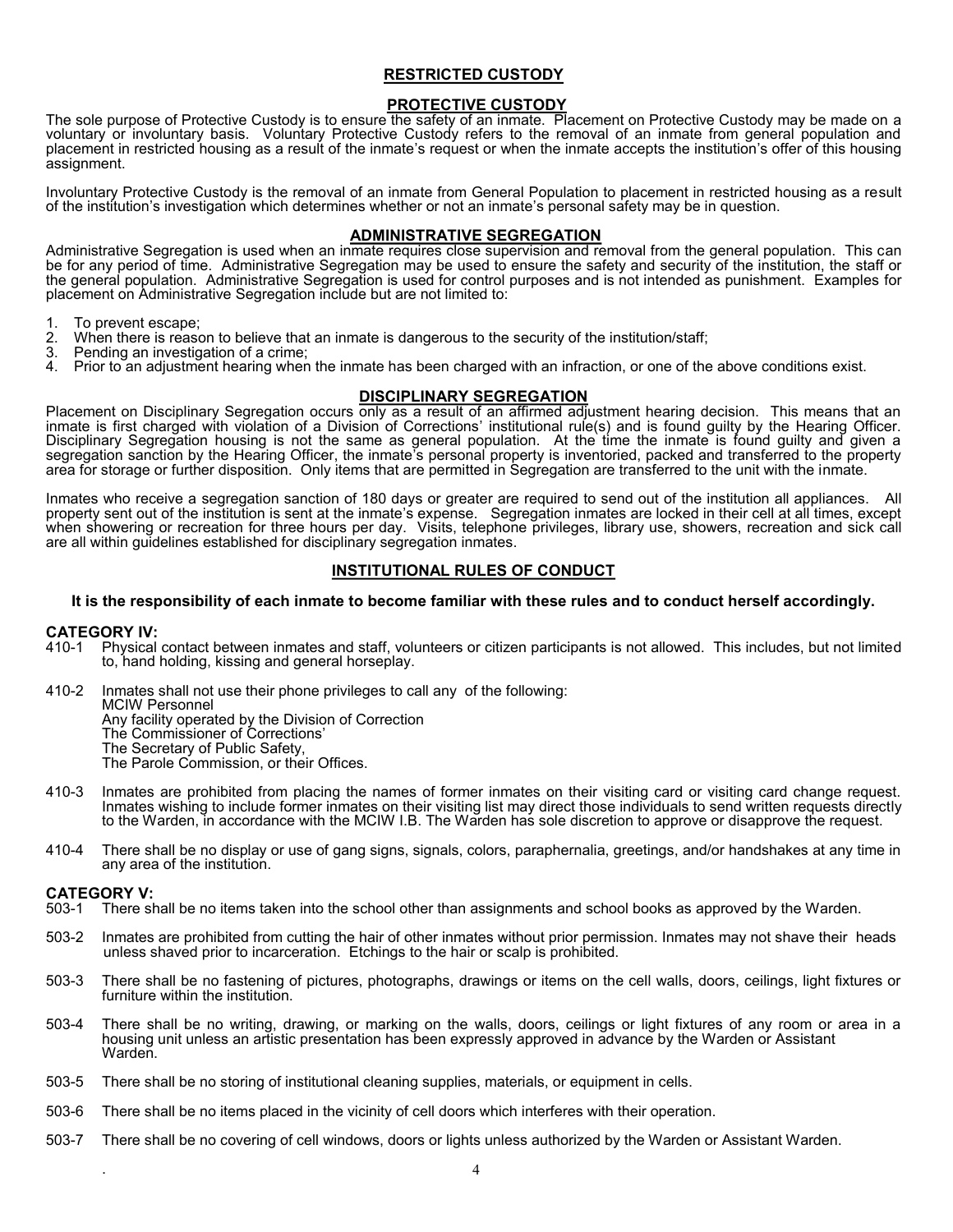## RESTRICTED CUSTODY

### PROTECTIVE CUSTODY

The sole purpose of Protective Custody is to ensure the safety of an inmate. Placement on Protective Custody may be made on a voluntary or involuntary basis. Voluntary Protective Custody refers to the removal of an inmate from general population and placement in restricted housing as a result of the inmate's request or when the inmate accepts the institution's offer of this housing assignment.

Involuntary Protective Custody is the removal of an inmate from General Population to placement in restricted housing as a result of the institution's investigation which determines whether or not an inmate's personal safety may be in question.

### ADMINISTRATIVE SEGREGATION

Administrative Segregation is used when an inmate requires close supervision and removal from the general population. This can be for any period of time. Administrative Segregation may be used to ensure the safety and security of the institution, the staff or the general population. Administrative Segregation is used for control purposes and is not intended as punishment. Examples for placement on Administrative Segregation include but are not limited to:

1. To prevent escape;
2. When there is reason to believe that an inmate is dangerous to the security of the institution/staff;
3. Pending an investigation of a crime;
4. Prior to an adjustment hearing when the inmate has been charged with an infraction, or one of the above conditions exist.

### DISCIPLINARY SEGREGATION

Placement on Disciplinary Segregation occurs only as a result of an affirmed adjustment hearing decision. This means that an inmate is first charged with violation of a Division of Corrections' institutional rule(s) and is found guilty by the Hearing Officer. Disciplinary Segregation housing is not the same as general population. At the time the inmate is found guilty and given a segregation sanction by the Hearing Officer, the inmate's personal property is inventoried, packed and transferred to the property area for storage or further disposition. Only items that are permitted in Segregation are transferred to the unit with the inmate.

Inmates who receive a segregation sanction of 180 days or greater are required to send out of the institution all appliances. All property sent out of the institution is sent at the inmate's expense. Segregation inmates are locked in their cell at all times, except when showering or recreation for three hours per day. Visits, telephone privileges, library use, showers, recreation and sick call are all within guidelines established for disciplinary segregation inmates.

## INSTITUTIONAL RULES OF CONDUCT

**It is the responsibility of each inmate to become familiar with these rules and to conduct herself accordingly.**

### CATEGORY IV:

410-1 Physical contact between inmates and staff, volunteers or citizen participants is not allowed. This includes, but not limited to, hand holding, kissing and general horseplay.

410-2 Inmates shall not use their phone privileges to call any of the following:
MCIW Personnel
Any facility operated by the Division of Correction
The Commissioner of Corrections'
The Secretary of Public Safety,
The Parole Commission, or their Offices.

410-3 Inmates are prohibited from placing the names of former inmates on their visiting card or visiting card change request. Inmates wishing to include former inmates on their visiting list may direct those individuals to send written requests directly to the Warden, in accordance with the MCIW I.B. The Warden has sole discretion to approve or disapprove the request.

410-4 There shall be no display or use of gang signs, signals, colors, paraphernalia, greetings, and/or handshakes at any time in any area of the institution.

### CATEGORY V:

503-1 There shall be no items taken into the school other than assignments and school books as approved by the Warden.

503-2 Inmates are prohibited from cutting the hair of other inmates without prior permission. Inmates may not shave their heads unless shaved prior to incarceration. Etchings to the hair or scalp is prohibited.

503-3 There shall be no fastening of pictures, photographs, drawings or items on the cell walls, doors, ceilings, light fixtures or furniture within the institution.

503-4 There shall be no writing, drawing, or marking on the walls, doors, ceilings or light fixtures of any room or area in a housing unit unless an artistic presentation has been expressly approved in advance by the Warden or Assistant Warden.

503-5 There shall be no storing of institutional cleaning supplies, materials, or equipment in cells.

503-6 There shall be no items placed in the vicinity of cell doors which interferes with their operation.

503-7 There shall be no covering of cell windows, doors or lights unless authorized by the Warden or Assistant Warden.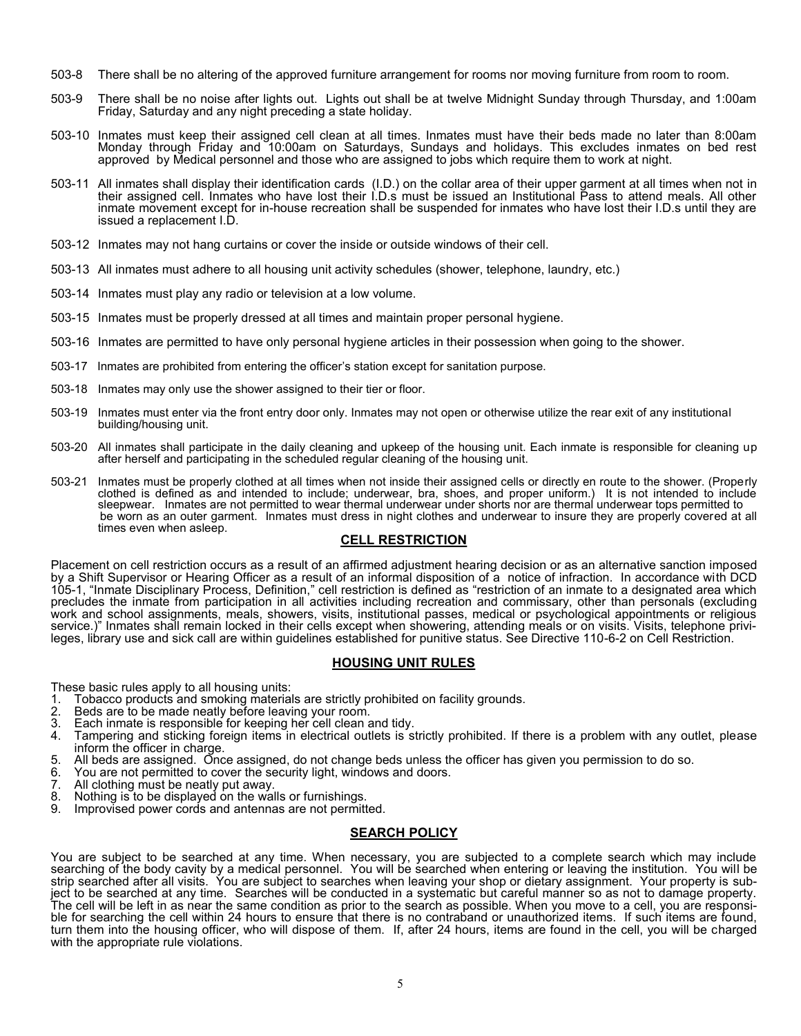503-8 There shall be no altering of the approved furniture arrangement for rooms nor moving furniture from room to room.

503-9 There shall be no noise after lights out. Lights out shall be at twelve Midnight Sunday through Thursday, and 1:00am Friday, Saturday and any night preceding a state holiday.

503-10 Inmates must keep their assigned cell clean at all times. Inmates must have their beds made no later than 8:00am Monday through Friday and 10:00am on Saturdays, Sundays and holidays. This excludes inmates on bed rest approved by Medical personnel and those who are assigned to jobs which require them to work at night.

503-11 All inmates shall display their identification cards (I.D.) on the collar area of their upper garment at all times when not in their assigned cell. Inmates who have lost their I.D.s must be issued an Institutional Pass to attend meals. All other inmate movement except for in-house recreation shall be suspended for inmates who have lost their I.D.s until they are issued a replacement I.D.

503-12 Inmates may not hang curtains or cover the inside or outside windows of their cell.

503-13 All inmates must adhere to all housing unit activity schedules (shower, telephone, laundry, etc.)

503-14 Inmates must play any radio or television at a low volume.

503-15 Inmates must be properly dressed at all times and maintain proper personal hygiene.

503-16 Inmates are permitted to have only personal hygiene articles in their possession when going to the shower.

503-17 Inmates are prohibited from entering the officer's station except for sanitation purpose.

503-18 Inmates may only use the shower assigned to their tier or floor.

503-19 Inmates must enter via the front entry door only. Inmates may not open or otherwise utilize the rear exit of any institutional building/housing unit.

503-20 All inmates shall participate in the daily cleaning and upkeep of the housing unit. Each inmate is responsible for cleaning up after herself and participating in the scheduled regular cleaning of the housing unit.

503-21 Inmates must be properly clothed at all times when not inside their assigned cells or directly en route to the shower. (Properly clothed is defined as and intended to include; underwear, bra, shoes, and proper uniform.) It is not intended to include sleepwear. Inmates are not permitted to wear thermal underwear under shorts nor are thermal underwear tops permitted to be worn as an outer garment. Inmates must dress in night clothes and underwear to insure they are properly covered at all times even when asleep.

## CELL RESTRICTION

Placement on cell restriction occurs as a result of an affirmed adjustment hearing decision or as an alternative sanction imposed by a Shift Supervisor or Hearing Officer as a result of an informal disposition of a notice of infraction. In accordance with DCD 105-1, "Inmate Disciplinary Process, Definition," cell restriction is defined as "restriction of an inmate to a designated area which precludes the inmate from participation in all activities including recreation and commissary, other than personals (excluding work and school assignments, meals, showers, visits, institutional passes, medical or psychological appointments or religious service.)" Inmates shall remain locked in their cells except when showering, attending meals or on visits. Visits, telephone privileges, library use and sick call are within guidelines established for punitive status. See Directive 110-6-2 on Cell Restriction.

## HOUSING UNIT RULES

These basic rules apply to all housing units:

1. Tobacco products and smoking materials are strictly prohibited on facility grounds.
2. Beds are to be made neatly before leaving your room.
3. Each inmate is responsible for keeping her cell clean and tidy.
4. Tampering and sticking foreign items in electrical outlets is strictly prohibited. If there is a problem with any outlet, please inform the officer in charge.
5. All beds are assigned. Once assigned, do not change beds unless the officer has given you permission to do so.
6. You are not permitted to cover the security light, windows and doors.
7. All clothing must be neatly put away.
8. Nothing is to be displayed on the walls or furnishings.
9. Improvised power cords and antennas are not permitted.

## SEARCH POLICY

You are subject to be searched at any time. When necessary, you are subjected to a complete search which may include searching of the body cavity by a medical personnel. You will be searched when entering or leaving the institution. You will be strip searched after all visits. You are subject to searches when leaving your shop or dietary assignment. Your property is subject to be searched at any time. Searches will be conducted in a systematic but careful manner so as not to damage property. The cell will be left in as near the same condition as prior to the search as possible. When you move to a cell, you are responsible for searching the cell within 24 hours to ensure that there is no contraband or unauthorized items. If such items are found, turn them into the housing officer, who will dispose of them. If, after 24 hours, items are found in the cell, you will be charged with the appropriate rule violations.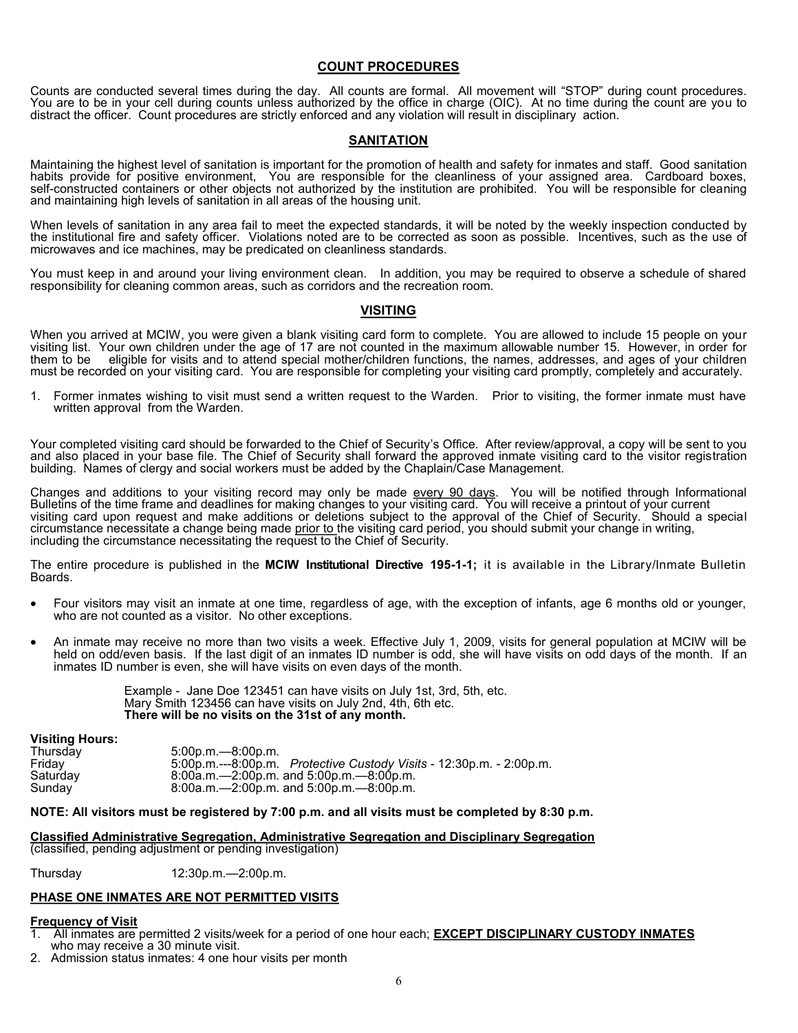## COUNT PROCEDURES

Counts are conducted several times during the day. All counts are formal. All movement will "STOP" during count procedures. You are to be in your cell during counts unless authorized by the office in charge (OIC). At no time during the count are you to distract the officer. Count procedures are strictly enforced and any violation will result in disciplinary action.

## SANITATION

Maintaining the highest level of sanitation is important for the promotion of health and safety for inmates and staff. Good sanitation habits provide for positive environment, You are responsible for the cleanliness of your assigned area. Cardboard boxes, self-constructed containers or other objects not authorized by the institution are prohibited. You will be responsible for cleaning and maintaining high levels of sanitation in all areas of the housing unit.

When levels of sanitation in any area fail to meet the expected standards, it will be noted by the weekly inspection conducted by the institutional fire and safety officer. Violations noted are to be corrected as soon as possible. Incentives, such as the use of microwaves and ice machines, may be predicated on cleanliness standards.

You must keep in and around your living environment clean. In addition, you may be required to observe a schedule of shared responsibility for cleaning common areas, such as corridors and the recreation room.

## VISITING

When you arrived at MCIW, you were given a blank visiting card form to complete. You are allowed to include 15 people on your visiting list. Your own children under the age of 17 are not counted in the maximum allowable number 15. However, in order for them to be eligible for visits and to attend special mother/children functions, the names, addresses, and ages of your children must be recorded on your visiting card. You are responsible for completing your visiting card promptly, completely and accurately.

1. Former inmates wishing to visit must send a written request to the Warden. Prior to visiting, the former inmate must have written approval from the Warden.

Your completed visiting card should be forwarded to the Chief of Security's Office. After review/approval, a copy will be sent to you and also placed in your base file. The Chief of Security shall forward the approved inmate visiting card to the visitor registration building. Names of clergy and social workers must be added by the Chaplain/Case Management.

Changes and additions to your visiting record may only be made every 90 days. You will be notified through Informational Bulletins of the time frame and deadlines for making changes to your visiting card. You will receive a printout of your current visiting card upon request and make additions or deletions subject to the approval of the Chief of Security. Should a special circumstance necessitate a change being made prior to the visiting card period, you should submit your change in writing, including the circumstance necessitating the request to the Chief of Security.

The entire procedure is published in the **MCIW Institutional Directive 195-1-1;** it is available in the Library/Inmate Bulletin Boards.

- Four visitors may visit an inmate at one time, regardless of age, with the exception of infants, age 6 months old or younger, who are not counted as a visitor. No other exceptions.
- An inmate may receive no more than two visits a week. Effective July 1, 2009, visits for general population at MCIW will be held on odd/even basis. If the last digit of an inmates ID number is odd, she will have visits on odd days of the month. If an inmates ID number is even, she will have visits on even days of the month.

  Example - Jane Doe 123451 can have visits on July 1st, 3rd, 5th, etc.
  Mary Smith 123456 can have visits on July 2nd, 4th, 6th etc.
  **There will be no visits on the 31st of any month.**

**Visiting Hours:**

| | |
|---|---|
| Thursday | 5:00p.m.—8:00p.m. |
| Friday | 5:00p.m.---8:00p.m. *Protective Custody Visits* - 12:30p.m. - 2:00p.m. |
| Saturday | 8:00a.m.—2:00p.m. and 5:00p.m.—8:00p.m. |
| Sunday | 8:00a.m.—2:00p.m. and 5:00p.m.—8:00p.m. |

**NOTE: All visitors must be registered by 7:00 p.m. and all visits must be completed by 8:30 p.m.**

**Classified Administrative Segregation, Administrative Segregation and Disciplinary Segregation**
(classified, pending adjustment or pending investigation)

Thursday 12:30p.m.—2:00p.m.

**PHASE ONE INMATES ARE NOT PERMITTED VISITS**

**Frequency of Visit**

1. All inmates are permitted 2 visits/week for a period of one hour each; **EXCEPT DISCIPLINARY CUSTODY INMATES** who may receive a 30 minute visit.
2. Admission status inmates: 4 one hour visits per month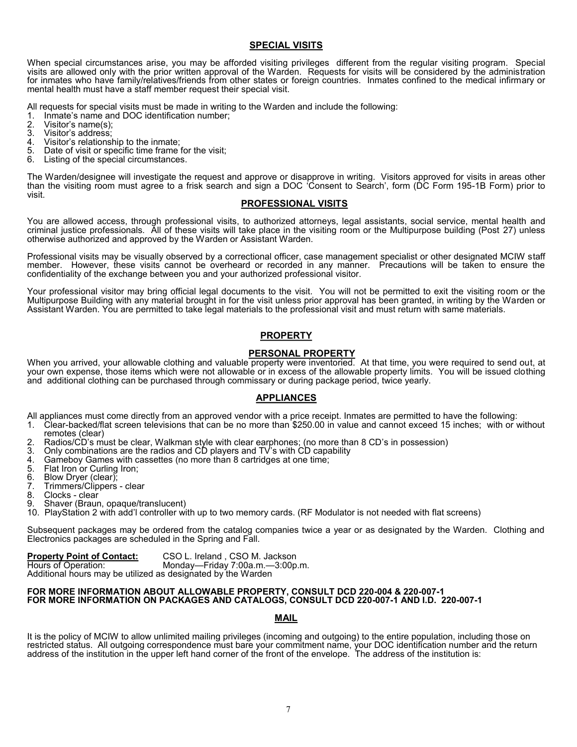## SPECIAL VISITS

When special circumstances arise, you may be afforded visiting privileges different from the regular visiting program. Special visits are allowed only with the prior written approval of the Warden. Requests for visits will be considered by the administration for inmates who have family/relatives/friends from other states or foreign countries. Inmates confined to the medical infirmary or mental health must have a staff member request their special visit.

All requests for special visits must be made in writing to the Warden and include the following:

1. Inmate's name and DOC identification number;
2. Visitor's name(s);
3. Visitor's address;
4. Visitor's relationship to the inmate;
5. Date of visit or specific time frame for the visit;
6. Listing of the special circumstances.

The Warden/designee will investigate the request and approve or disapprove in writing. Visitors approved for visits in areas other than the visiting room must agree to a frisk search and sign a DOC 'Consent to Search', form (DC Form 195-1B Form) prior to visit.

## PROFESSIONAL VISITS

You are allowed access, through professional visits, to authorized attorneys, legal assistants, social service, mental health and criminal justice professionals. All of these visits will take place in the visiting room or the Multipurpose building (Post 27) unless otherwise authorized and approved by the Warden or Assistant Warden.

Professional visits may be visually observed by a correctional officer, case management specialist or other designated MCIW staff member. However, these visits cannot be overheard or recorded in any manner. Precautions will be taken to ensure the confidentiality of the exchange between you and your authorized professional visitor.

Your professional visitor may bring official legal documents to the visit. You will not be permitted to exit the visiting room or the Multipurpose Building with any material brought in for the visit unless prior approval has been granted, in writing by the Warden or Assistant Warden. You are permitted to take legal materials to the professional visit and must return with same materials.

## PROPERTY

### PERSONAL PROPERTY

When you arrived, your allowable clothing and valuable property were inventoried. At that time, you were required to send out, at your own expense, those items which were not allowable or in excess of the allowable property limits. You will be issued clothing and additional clothing can be purchased through commissary or during package period, twice yearly.

### APPLIANCES

All appliances must come directly from an approved vendor with a price receipt. Inmates are permitted to have the following:

1. Clear-backed/flat screen televisions that can be no more than $250.00 in value and cannot exceed 15 inches; with or without remotes (clear)
2. Radios/CD's must be clear, Walkman style with clear earphones; (no more than 8 CD's in possession)
3. Only combinations are the radios and CD players and TV's with CD capability
4. Gameboy Games with cassettes (no more than 8 cartridges at one time;
5. Flat Iron or Curling Iron;
6. Blow Dryer (clear);
7. Trimmers/Clippers - clear
8. Clocks - clear
9. Shaver (Braun, opaque/translucent)
10. PlayStation 2 with add'l controller with up to two memory cards. (RF Modulator is not needed with flat screens)

Subsequent packages may be ordered from the catalog companies twice a year or as designated by the Warden. Clothing and Electronics packages are scheduled in the Spring and Fall.

**Property Point of Contact:** CSO L. Ireland , CSO M. Jackson
Hours of Operation: Monday—Friday 7:00a.m.—3:00p.m.
Additional hours may be utilized as designated by the Warden

**FOR MORE INFORMATION ABOUT ALLOWABLE PROPERTY, CONSULT DCD 220-004 & 220-007-1**
**FOR MORE INFORMATION ON PACKAGES AND CATALOGS, CONSULT DCD 220-007-1 AND I.D. 220-007-1**

## MAIL

It is the policy of MCIW to allow unlimited mailing privileges (incoming and outgoing) to the entire population, including those on restricted status. All outgoing correspondence must bare your commitment name, your DOC identification number and the return address of the institution in the upper left hand corner of the front of the envelope. The address of the institution is: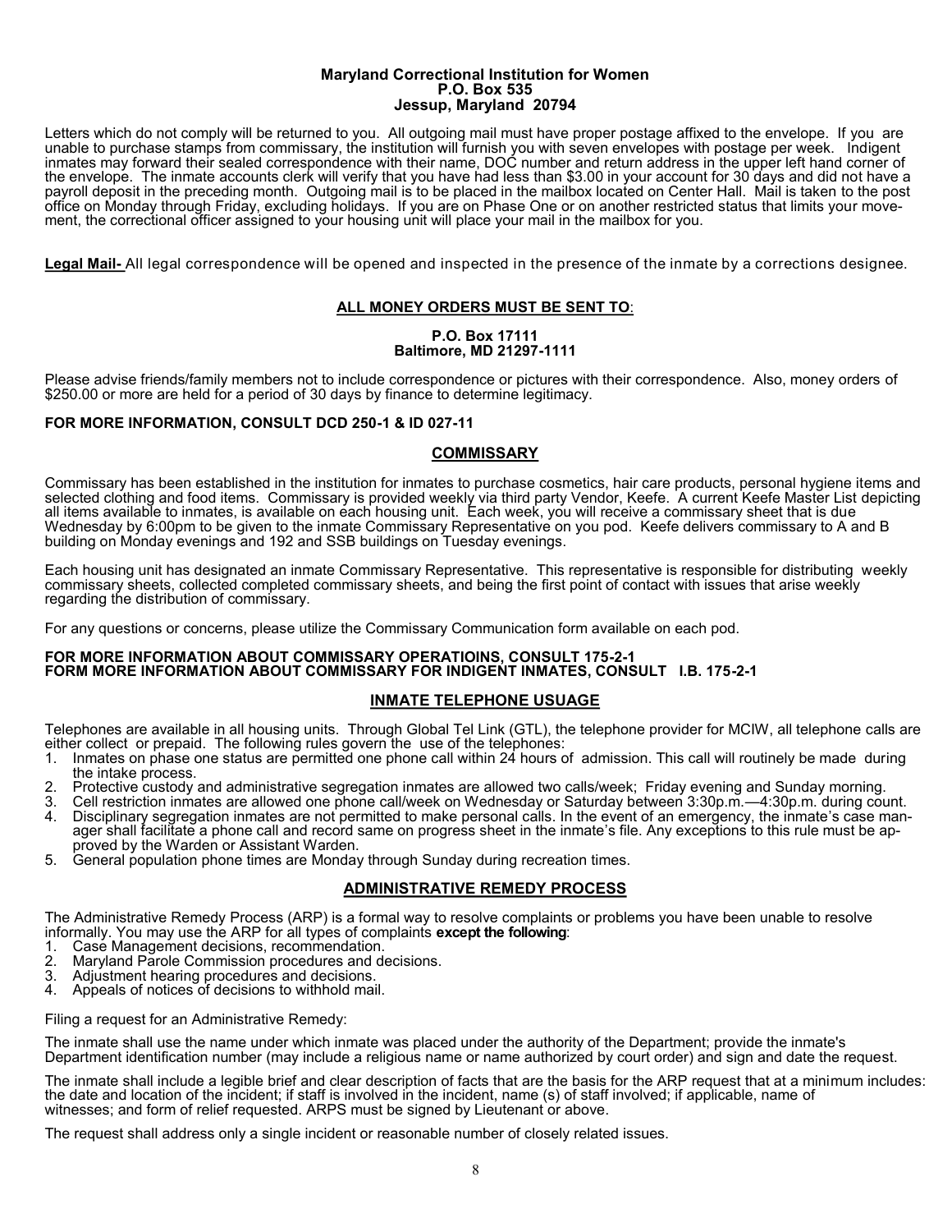**Maryland Correctional Institution for Women**
**P.O. Box 535**
**Jessup, Maryland 20794**

Letters which do not comply will be returned to you. All outgoing mail must have proper postage affixed to the envelope. If you are unable to purchase stamps from commissary, the institution will furnish you with seven envelopes with postage per week. Indigent inmates may forward their sealed correspondence with their name, DOC number and return address in the upper left hand corner of the envelope. The inmate accounts clerk will verify that you have had less than $3.00 in your account for 30 days and did not have a payroll deposit in the preceding month. Outgoing mail is to be placed in the mailbox located on Center Hall. Mail is taken to the post office on Monday through Friday, excluding holidays. If you are on Phase One or on another restricted status that limits your movement, the correctional officer assigned to your housing unit will place your mail in the mailbox for you.

**Legal Mail-** All legal correspondence will be opened and inspected in the presence of the inmate by a corrections designee.

## ALL MONEY ORDERS MUST BE SENT TO:

**P.O. Box 17111**
**Baltimore, MD 21297-1111**

Please advise friends/family members not to include correspondence or pictures with their correspondence. Also, money orders of $250.00 or more are held for a period of 30 days by finance to determine legitimacy.

**FOR MORE INFORMATION, CONSULT DCD 250-1 & ID 027-11**

## COMMISSARY

Commissary has been established in the institution for inmates to purchase cosmetics, hair care products, personal hygiene items and selected clothing and food items. Commissary is provided weekly via third party Vendor, Keefe. A current Keefe Master List depicting all items available to inmates, is available on each housing unit. Each week, you will receive a commissary sheet that is due Wednesday by 6:00pm to be given to the inmate Commissary Representative on you pod. Keefe delivers commissary to A and B building on Monday evenings and 192 and SSB buildings on Tuesday evenings.

Each housing unit has designated an inmate Commissary Representative. This representative is responsible for distributing weekly commissary sheets, collected completed commissary sheets, and being the first point of contact with issues that arise weekly regarding the distribution of commissary.

For any questions or concerns, please utilize the Commissary Communication form available on each pod.

**FOR MORE INFORMATION ABOUT COMMISSARY OPERATIOINS, CONSULT 175-2-1**
**FORM MORE INFORMATION ABOUT COMMISSARY FOR INDIGENT INMATES, CONSULT I.B. 175-2-1**

## INMATE TELEPHONE USUAGE

Telephones are available in all housing units. Through Global Tel Link (GTL), the telephone provider for MCIW, all telephone calls are either collect or prepaid. The following rules govern the use of the telephones:

1. Inmates on phase one status are permitted one phone call within 24 hours of admission. This call will routinely be made during the intake process.
2. Protective custody and administrative segregation inmates are allowed two calls/week; Friday evening and Sunday morning.
3. Cell restriction inmates are allowed one phone call/week on Wednesday or Saturday between 3:30p.m.—4:30p.m. during count.
4. Disciplinary segregation inmates are not permitted to make personal calls. In the event of an emergency, the inmate's case manager shall facilitate a phone call and record same on progress sheet in the inmate's file. Any exceptions to this rule must be approved by the Warden or Assistant Warden.
5. General population phone times are Monday through Sunday during recreation times.

## ADMINISTRATIVE REMEDY PROCESS

The Administrative Remedy Process (ARP) is a formal way to resolve complaints or problems you have been unable to resolve informally. You may use the ARP for all types of complaints **except the following**:

1. Case Management decisions, recommendation.
2. Maryland Parole Commission procedures and decisions.
3. Adjustment hearing procedures and decisions.
4. Appeals of notices of decisions to withhold mail.

Filing a request for an Administrative Remedy:

The inmate shall use the name under which inmate was placed under the authority of the Department; provide the inmate's Department identification number (may include a religious name or name authorized by court order) and sign and date the request.

The inmate shall include a legible brief and clear description of facts that are the basis for the ARP request that at a minimum includes: the date and location of the incident; if staff is involved in the incident, name (s) of staff involved; if applicable, name of witnesses; and form of relief requested. ARPS must be signed by Lieutenant or above.

The request shall address only a single incident or reasonable number of closely related issues.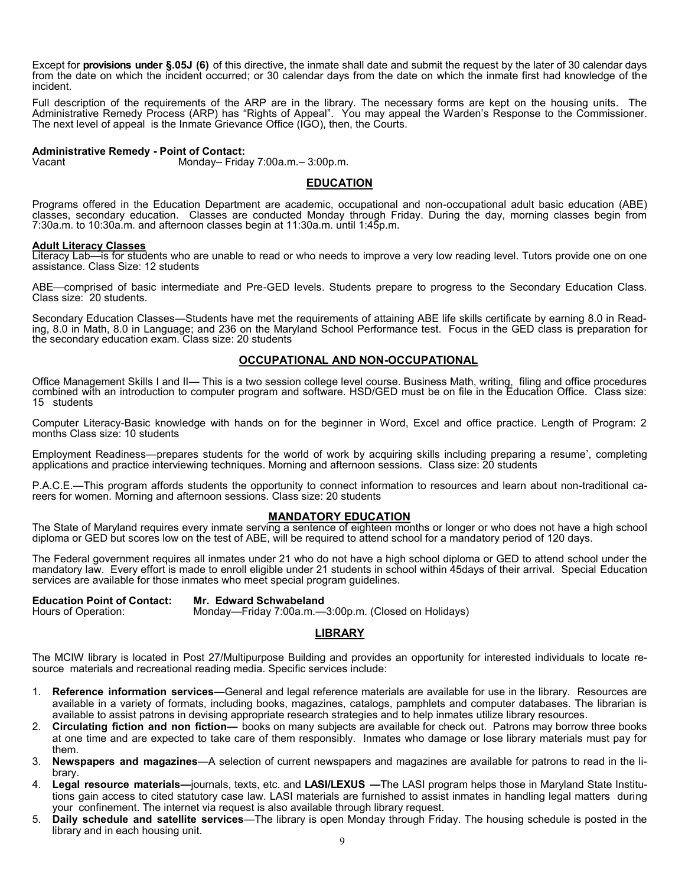Except for **provisions under §.05J (6)** of this directive, the inmate shall date and submit the request by the later of 30 calendar days from the date on which the incident occurred; or 30 calendar days from the date on which the inmate first had knowledge of the incident.

Full description of the requirements of the ARP are in the library. The necessary forms are kept on the housing units. The Administrative Remedy Process (ARP) has "Rights of Appeal". You may appeal the Warden's Response to the Commissioner. The next level of appeal is the Inmate Grievance Office (IGO), then, the Courts.

**Administrative Remedy - Point of Contact:**
Vacant Monday– Friday 7:00a.m.– 3:00p.m.

## EDUCATION

Programs offered in the Education Department are academic, occupational and non-occupational adult basic education (ABE) classes, secondary education. Classes are conducted Monday through Friday. During the day, morning classes begin from 7:30a.m. to 10:30a.m. and afternoon classes begin at 11:30a.m. until 1:45p.m.

### Adult Literacy Classes

Literacy Lab—is for students who are unable to read or who needs to improve a very low reading level. Tutors provide one on one assistance. Class Size: 12 students

ABE—comprised of basic intermediate and Pre-GED levels. Students prepare to progress to the Secondary Education Class. Class size: 20 students.

Secondary Education Classes—Students have met the requirements of attaining ABE life skills certificate by earning 8.0 in Reading, 8.0 in Math, 8.0 in Language; and 236 on the Maryland School Performance test. Focus in the GED class is preparation for the secondary education exam. Class size: 20 students

## OCCUPATIONAL AND NON-OCCUPATIONAL

Office Management Skills I and II— This is a two session college level course. Business Math, writing, filing and office procedures combined with an introduction to computer program and software. HSD/GED must be on file in the Education Office. Class size: 15 students

Computer Literacy-Basic knowledge with hands on for the beginner in Word, Excel and office practice. Length of Program: 2 months Class size: 10 students

Employment Readiness—prepares students for the world of work by acquiring skills including preparing a resume', completing applications and practice interviewing techniques. Morning and afternoon sessions. Class size: 20 students

P.A.C.E.—This program affords students the opportunity to connect information to resources and learn about non-traditional careers for women. Morning and afternoon sessions. Class size: 20 students

## MANDATORY EDUCATION

The State of Maryland requires every inmate serving a sentence of eighteen months or longer or who does not have a high school diploma or GED but scores low on the test of ABE, will be required to attend school for a mandatory period of 120 days.

The Federal government requires all inmates under 21 who do not have a high school diploma or GED to attend school under the mandatory law. Every effort is made to enroll eligible under 21 students in school within 45days of their arrival. Special Education services are available for those inmates who meet special program guidelines.

**Education Point of Contact:** **Mr. Edward Schwabeland**
Hours of Operation: Monday—Friday 7:00a.m.—3:00p.m. (Closed on Holidays)

## LIBRARY

The MCIW library is located in Post 27/Multipurpose Building and provides an opportunity for interested individuals to locate resource materials and recreational reading media. Specific services include:

1. **Reference information services**—General and legal reference materials are available for use in the library. Resources are available in a variety of formats, including books, magazines, catalogs, pamphlets and computer databases. The librarian is available to assist patrons in devising appropriate research strategies and to help inmates utilize library resources.
2. **Circulating fiction and non fiction—** books on many subjects are available for check out. Patrons may borrow three books at one time and are expected to take care of them responsibly. Inmates who damage or lose library materials must pay for them.
3. **Newspapers and magazines**—A selection of current newspapers and magazines are available for patrons to read in the library.
4. **Legal resource materials—**journals, texts, etc. and **LASI/LEXUS —**The LASI program helps those in Maryland State Institutions gain access to cited statutory case law. LASI materials are furnished to assist inmates in handling legal matters during your confinement. The internet via request is also available through library request.
5. **Daily schedule and satellite services**—The library is open Monday through Friday. The housing schedule is posted in the library and in each housing unit.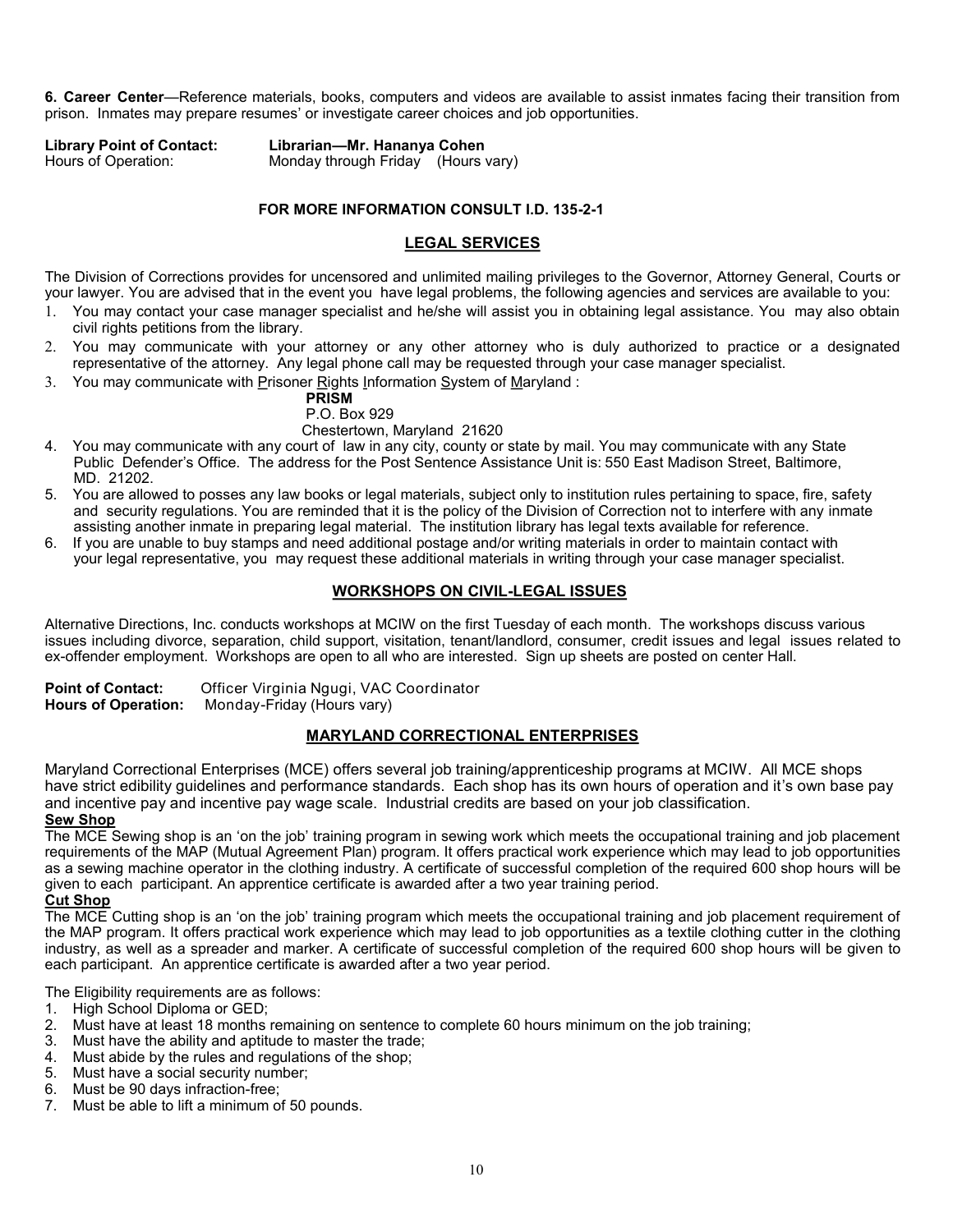**6. Career Center**—Reference materials, books, computers and videos are available to assist inmates facing their transition from prison. Inmates may prepare resumes' or investigate career choices and job opportunities.

**Library Point of Contact:** **Librarian—Mr. Hananya Cohen**
Hours of Operation: Monday through Friday (Hours vary)

**FOR MORE INFORMATION CONSULT I.D. 135-2-1**

## LEGAL SERVICES

The Division of Corrections provides for uncensored and unlimited mailing privileges to the Governor, Attorney General, Courts or your lawyer. You are advised that in the event you have legal problems, the following agencies and services are available to you:

1. You may contact your case manager specialist and he/she will assist you in obtaining legal assistance. You may also obtain civil rights petitions from the library.
2. You may communicate with your attorney or any other attorney who is duly authorized to practice or a designated representative of the attorney. Any legal phone call may be requested through your case manager specialist.
3. You may communicate with Prisoner Rights Information System of Maryland :

   **PRISM**
   P.O. Box 929
   Chestertown, Maryland 21620
4. You may communicate with any court of law in any city, county or state by mail. You may communicate with any State Public Defender's Office. The address for the Post Sentence Assistance Unit is: 550 East Madison Street, Baltimore, MD. 21202.
5. You are allowed to posses any law books or legal materials, subject only to institution rules pertaining to space, fire, safety and security regulations. You are reminded that it is the policy of the Division of Correction not to interfere with any inmate assisting another inmate in preparing legal material. The institution library has legal texts available for reference.
6. If you are unable to buy stamps and need additional postage and/or writing materials in order to maintain contact with your legal representative, you may request these additional materials in writing through your case manager specialist.

## WORKSHOPS ON CIVIL-LEGAL ISSUES

Alternative Directions, Inc. conducts workshops at MCIW on the first Tuesday of each month. The workshops discuss various issues including divorce, separation, child support, visitation, tenant/landlord, consumer, credit issues and legal issues related to ex-offender employment. Workshops are open to all who are interested. Sign up sheets are posted on center Hall.

**Point of Contact:** Officer Virginia Ngugi, VAC Coordinator
**Hours of Operation:** Monday-Friday (Hours vary)

## MARYLAND CORRECTIONAL ENTERPRISES

Maryland Correctional Enterprises (MCE) offers several job training/apprenticeship programs at MCIW. All MCE shops have strict edibility guidelines and performance standards. Each shop has its own hours of operation and it's own base pay and incentive pay and incentive pay wage scale. Industrial credits are based on your job classification.

**Sew Shop**

The MCE Sewing shop is an 'on the job' training program in sewing work which meets the occupational training and job placement requirements of the MAP (Mutual Agreement Plan) program. It offers practical work experience which may lead to job opportunities as a sewing machine operator in the clothing industry. A certificate of successful completion of the required 600 shop hours will be given to each participant. An apprentice certificate is awarded after a two year training period.

**Cut Shop**

The MCE Cutting shop is an 'on the job' training program which meets the occupational training and job placement requirement of the MAP program. It offers practical work experience which may lead to job opportunities as a textile clothing cutter in the clothing industry, as well as a spreader and marker. A certificate of successful completion of the required 600 shop hours will be given to each participant. An apprentice certificate is awarded after a two year period.

The Eligibility requirements are as follows:

1. High School Diploma or GED;
2. Must have at least 18 months remaining on sentence to complete 60 hours minimum on the job training;
3. Must have the ability and aptitude to master the trade;
4. Must abide by the rules and regulations of the shop;
5. Must have a social security number;
6. Must be 90 days infraction-free;
7. Must be able to lift a minimum of 50 pounds.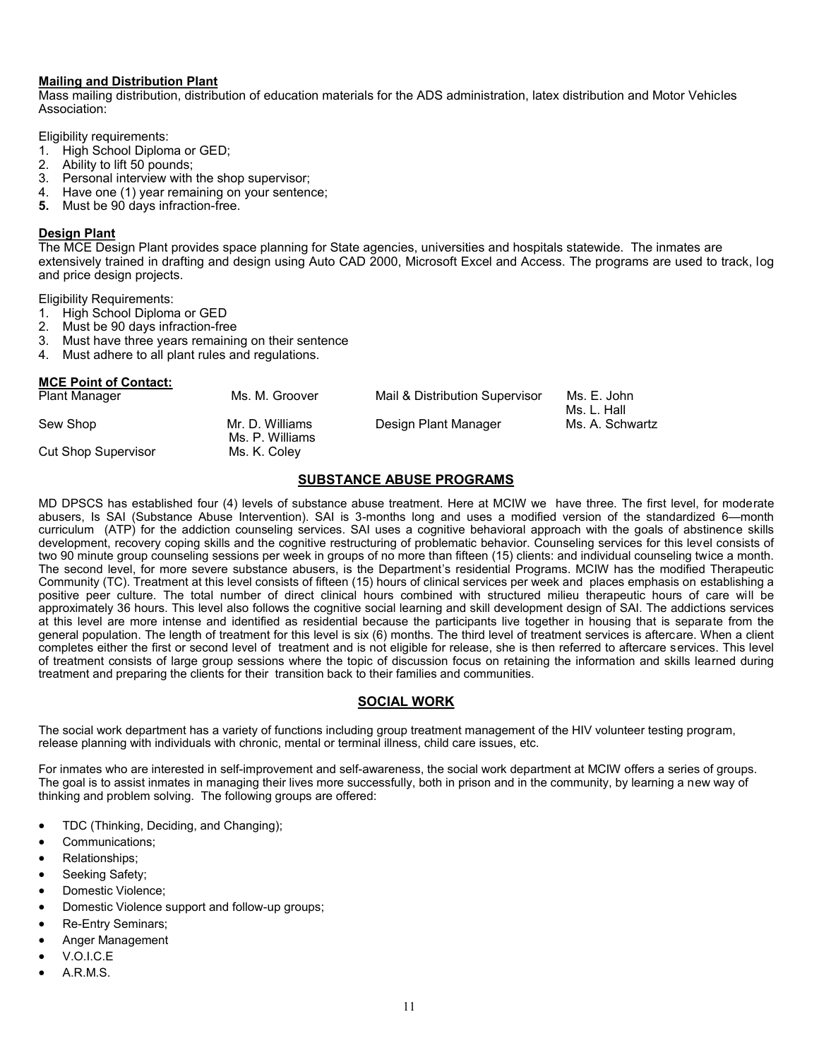**Mailing and Distribution Plant**

Mass mailing distribution, distribution of education materials for the ADS administration, latex distribution and Motor Vehicles Association:

Eligibility requirements:

1. High School Diploma or GED;
2. Ability to lift 50 pounds;
3. Personal interview with the shop supervisor;
4. Have one (1) year remaining on your sentence;
5. Must be 90 days infraction-free.

**Design Plant**

The MCE Design Plant provides space planning for State agencies, universities and hospitals statewide. The inmates are extensively trained in drafting and design using Auto CAD 2000, Microsoft Excel and Access. The programs are used to track, log and price design projects.

Eligibility Requirements:

1. High School Diploma or GED
2. Must be 90 days infraction-free
3. Must have three years remaining on their sentence
4. Must adhere to all plant rules and regulations.

**MCE Point of Contact:**

| | | | |
|---|---|---|---|
| Plant Manager | Ms. M. Groover | Mail & Distribution Supervisor | Ms. E. John<br>Ms. L. Hall |
| Sew Shop | Mr. D. Williams<br>Ms. P. Williams | Design Plant Manager | Ms. A. Schwartz |
| Cut Shop Supervisor | Ms. K. Coley | | |

## SUBSTANCE ABUSE PROGRAMS

MD DPSCS has established four (4) levels of substance abuse treatment. Here at MCIW we have three. The first level, for moderate abusers, Is SAI (Substance Abuse Intervention). SAI is 3-months long and uses a modified version of the standardized 6—month curriculum (ATP) for the addiction counseling services. SAI uses a cognitive behavioral approach with the goals of abstinence skills development, recovery coping skills and the cognitive restructuring of problematic behavior. Counseling services for this level consists of two 90 minute group counseling sessions per week in groups of no more than fifteen (15) clients: and individual counseling twice a month. The second level, for more severe substance abusers, is the Department's residential Programs. MCIW has the modified Therapeutic Community (TC). Treatment at this level consists of fifteen (15) hours of clinical services per week and places emphasis on establishing a positive peer culture. The total number of direct clinical hours combined with structured milieu therapeutic hours of care will be approximately 36 hours. This level also follows the cognitive social learning and skill development design of SAI. The addictions services at this level are more intense and identified as residential because the participants live together in housing that is separate from the general population. The length of treatment for this level is six (6) months. The third level of treatment services is aftercare. When a client completes either the first or second level of treatment and is not eligible for release, she is then referred to aftercare services. This level of treatment consists of large group sessions where the topic of discussion focus on retaining the information and skills learned during treatment and preparing the clients for their transition back to their families and communities.

## SOCIAL WORK

The social work department has a variety of functions including group treatment management of the HIV volunteer testing program, release planning with individuals with chronic, mental or terminal illness, child care issues, etc.

For inmates who are interested in self-improvement and self-awareness, the social work department at MCIW offers a series of groups. The goal is to assist inmates in managing their lives more successfully, both in prison and in the community, by learning a new way of thinking and problem solving. The following groups are offered:

- TDC (Thinking, Deciding, and Changing);
- Communications;
- Relationships;
- Seeking Safety;
- Domestic Violence;
- Domestic Violence support and follow-up groups;
- Re-Entry Seminars;
- Anger Management
- V.O.I.C.E
- A.R.M.S.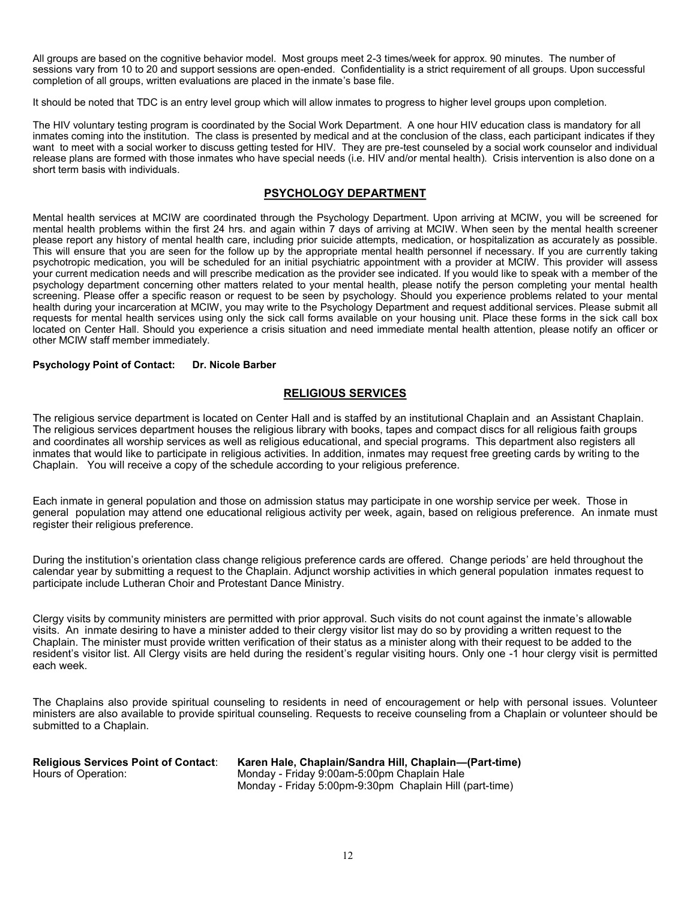All groups are based on the cognitive behavior model. Most groups meet 2-3 times/week for approx. 90 minutes. The number of sessions vary from 10 to 20 and support sessions are open-ended. Confidentiality is a strict requirement of all groups. Upon successful completion of all groups, written evaluations are placed in the inmate's base file.

It should be noted that TDC is an entry level group which will allow inmates to progress to higher level groups upon completion.

The HIV voluntary testing program is coordinated by the Social Work Department. A one hour HIV education class is mandatory for all inmates coming into the institution. The class is presented by medical and at the conclusion of the class, each participant indicates if they want to meet with a social worker to discuss getting tested for HIV. They are pre-test counseled by a social work counselor and individual release plans are formed with those inmates who have special needs (i.e. HIV and/or mental health). Crisis intervention is also done on a short term basis with individuals.

## PSYCHOLOGY DEPARTMENT

Mental health services at MCIW are coordinated through the Psychology Department. Upon arriving at MCIW, you will be screened for mental health problems within the first 24 hrs. and again within 7 days of arriving at MCIW. When seen by the mental health screener please report any history of mental health care, including prior suicide attempts, medication, or hospitalization as accurately as possible. This will ensure that you are seen for the follow up by the appropriate mental health personnel if necessary. If you are currently taking psychotropic medication, you will be scheduled for an initial psychiatric appointment with a provider at MCIW. This provider will assess your current medication needs and will prescribe medication as the provider see indicated. If you would like to speak with a member of the psychology department concerning other matters related to your mental health, please notify the person completing your mental health screening. Please offer a specific reason or request to be seen by psychology. Should you experience problems related to your mental health during your incarceration at MCIW, you may write to the Psychology Department and request additional services. Please submit all requests for mental health services using only the sick call forms available on your housing unit. Place these forms in the sick call box located on Center Hall. Should you experience a crisis situation and need immediate mental health attention, please notify an officer or other MCIW staff member immediately.

**Psychology Point of Contact: Dr. Nicole Barber**

## RELIGIOUS SERVICES

The religious service department is located on Center Hall and is staffed by an institutional Chaplain and an Assistant Chaplain. The religious services department houses the religious library with books, tapes and compact discs for all religious faith groups and coordinates all worship services as well as religious educational, and special programs. This department also registers all inmates that would like to participate in religious activities. In addition, inmates may request free greeting cards by writing to the Chaplain. You will receive a copy of the schedule according to your religious preference.

Each inmate in general population and those on admission status may participate in one worship service per week. Those in general population may attend one educational religious activity per week, again, based on religious preference. An inmate must register their religious preference.

During the institution's orientation class change religious preference cards are offered. Change periods' are held throughout the calendar year by submitting a request to the Chaplain. Adjunct worship activities in which general population inmates request to participate include Lutheran Choir and Protestant Dance Ministry.

Clergy visits by community ministers are permitted with prior approval. Such visits do not count against the inmate's allowable visits. An inmate desiring to have a minister added to their clergy visitor list may do so by providing a written request to the Chaplain. The minister must provide written verification of their status as a minister along with their request to be added to the resident's visitor list. All Clergy visits are held during the resident's regular visiting hours. Only one -1 hour clergy visit is permitted each week.

The Chaplains also provide spiritual counseling to residents in need of encouragement or help with personal issues. Volunteer ministers are also available to provide spiritual counseling. Requests to receive counseling from a Chaplain or volunteer should be submitted to a Chaplain.

**Religious Services Point of Contact**: **Karen Hale, Chaplain/Sandra Hill, Chaplain—(Part-time)**
Hours of Operation: Monday - Friday 9:00am-5:00pm Chaplain Hale
Monday - Friday 5:00pm-9:30pm Chaplain Hill (part-time)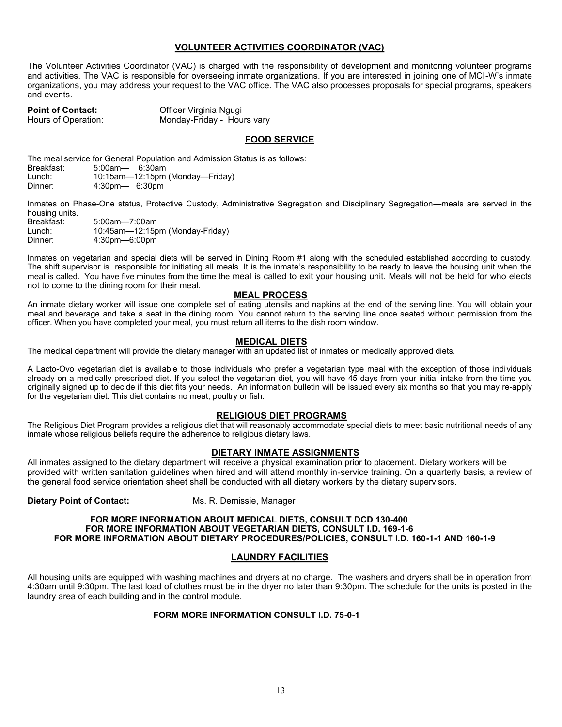## VOLUNTEER ACTIVITIES COORDINATOR (VAC)

The Volunteer Activities Coordinator (VAC) is charged with the responsibility of development and monitoring volunteer programs and activities. The VAC is responsible for overseeing inmate organizations. If you are interested in joining one of MCI-W's inmate organizations, you may address your request to the VAC office. The VAC also processes proposals for special programs, speakers and events.

**Point of Contact:** Officer Virginia Ngugi
Hours of Operation: Monday-Friday - Hours vary

## FOOD SERVICE

The meal service for General Population and Admission Status is as follows:

Breakfast: 5:00am— 6:30am
Lunch: 10:15am—12:15pm (Monday—Friday)
Dinner: 4:30pm— 6:30pm

Inmates on Phase-One status, Protective Custody, Administrative Segregation and Disciplinary Segregation—meals are served in the housing units.

Breakfast: 5:00am—7:00am
Lunch: 10:45am—12:15pm (Monday-Friday)
Dinner: 4:30pm—6:00pm

Inmates on vegetarian and special diets will be served in Dining Room #1 along with the scheduled established according to custody. The shift supervisor is responsible for initiating all meals. It is the inmate's responsibility to be ready to leave the housing unit when the meal is called. You have five minutes from the time the meal is called to exit your housing unit. Meals will not be held for who elects not to come to the dining room for their meal.

## MEAL PROCESS

An inmate dietary worker will issue one complete set of eating utensils and napkins at the end of the serving line. You will obtain your meal and beverage and take a seat in the dining room. You cannot return to the serving line once seated without permission from the officer. When you have completed your meal, you must return all items to the dish room window.

## MEDICAL DIETS

The medical department will provide the dietary manager with an updated list of inmates on medically approved diets.

A Lacto-Ovo vegetarian diet is available to those individuals who prefer a vegetarian type meal with the exception of those individuals already on a medically prescribed diet. If you select the vegetarian diet, you will have 45 days from your initial intake from the time you originally signed up to decide if this diet fits your needs. An information bulletin will be issued every six months so that you may re-apply for the vegetarian diet. This diet contains no meat, poultry or fish.

## RELIGIOUS DIET PROGRAMS

The Religious Diet Program provides a religious diet that will reasonably accommodate special diets to meet basic nutritional needs of any inmate whose religious beliefs require the adherence to religious dietary laws.

## DIETARY INMATE ASSIGNMENTS

All inmates assigned to the dietary department will receive a physical examination prior to placement. Dietary workers will be provided with written sanitation guidelines when hired and will attend monthly in-service training. On a quarterly basis, a review of the general food service orientation sheet shall be conducted with all dietary workers by the dietary supervisors.

**Dietary Point of Contact:** Ms. R. Demissie, Manager

**FOR MORE INFORMATION ABOUT MEDICAL DIETS, CONSULT DCD 130-400**
**FOR MORE INFORMATION ABOUT VEGETARIAN DIETS, CONSULT I.D. 169-1-6**
**FOR MORE INFORMATION ABOUT DIETARY PROCEDURES/POLICIES, CONSULT I.D. 160-1-1 AND 160-1-9**

## LAUNDRY FACILITIES

All housing units are equipped with washing machines and dryers at no charge. The washers and dryers shall be in operation from 4:30am until 9:30pm. The last load of clothes must be in the dryer no later than 9:30pm. The schedule for the units is posted in the laundry area of each building and in the control module.

**FORM MORE INFORMATION CONSULT I.D. 75-0-1**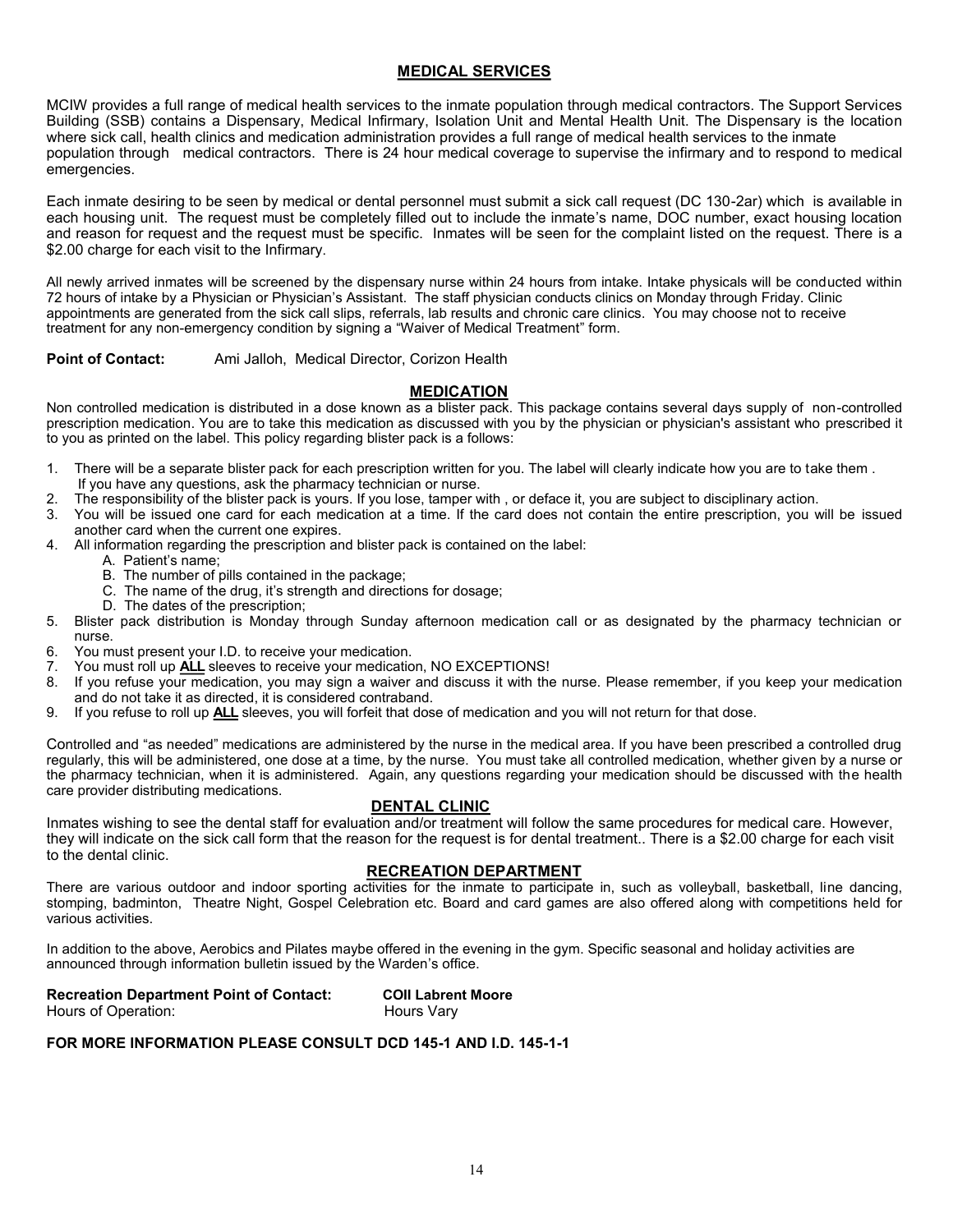## MEDICAL SERVICES

MCIW provides a full range of medical health services to the inmate population through medical contractors. The Support Services Building (SSB) contains a Dispensary, Medical Infirmary, Isolation Unit and Mental Health Unit. The Dispensary is the location where sick call, health clinics and medication administration provides a full range of medical health services to the inmate population through medical contractors. There is 24 hour medical coverage to supervise the infirmary and to respond to medical emergencies.

Each inmate desiring to be seen by medical or dental personnel must submit a sick call request (DC 130-2ar) which is available in each housing unit. The request must be completely filled out to include the inmate's name, DOC number, exact housing location and reason for request and the request must be specific. Inmates will be seen for the complaint listed on the request. There is a $2.00 charge for each visit to the Infirmary.

All newly arrived inmates will be screened by the dispensary nurse within 24 hours from intake. Intake physicals will be conducted within 72 hours of intake by a Physician or Physician's Assistant. The staff physician conducts clinics on Monday through Friday. Clinic appointments are generated from the sick call slips, referrals, lab results and chronic care clinics. You may choose not to receive treatment for any non-emergency condition by signing a "Waiver of Medical Treatment" form.

**Point of Contact:** Ami Jalloh, Medical Director, Corizon Health

## MEDICATION

Non controlled medication is distributed in a dose known as a blister pack. This package contains several days supply of non-controlled prescription medication. You are to take this medication as discussed with you by the physician or physician's assistant who prescribed it to you as printed on the label. This policy regarding blister pack is a follows:

1. There will be a separate blister pack for each prescription written for you. The label will clearly indicate how you are to take them . If you have any questions, ask the pharmacy technician or nurse.
2. The responsibility of the blister pack is yours. If you lose, tamper with , or deface it, you are subject to disciplinary action.
3. You will be issued one card for each medication at a time. If the card does not contain the entire prescription, you will be issued another card when the current one expires.
4. All information regarding the prescription and blister pack is contained on the label:
   - A. Patient's name;
   - B. The number of pills contained in the package;
   - C. The name of the drug, it's strength and directions for dosage;
   - D. The dates of the prescription;
5. Blister pack distribution is Monday through Sunday afternoon medication call or as designated by the pharmacy technician or nurse.
6. You must present your I.D. to receive your medication.
7. You must roll up **ALL** sleeves to receive your medication, NO EXCEPTIONS!
8. If you refuse your medication, you may sign a waiver and discuss it with the nurse. Please remember, if you keep your medication and do not take it as directed, it is considered contraband.
9. If you refuse to roll up **ALL** sleeves, you will forfeit that dose of medication and you will not return for that dose.

Controlled and "as needed" medications are administered by the nurse in the medical area. If you have been prescribed a controlled drug regularly, this will be administered, one dose at a time, by the nurse. You must take all controlled medication, whether given by a nurse or the pharmacy technician, when it is administered. Again, any questions regarding your medication should be discussed with the health care provider distributing medications.

## DENTAL CLINIC

Inmates wishing to see the dental staff for evaluation and/or treatment will follow the same procedures for medical care. However, they will indicate on the sick call form that the reason for the request is for dental treatment.. There is a $2.00 charge for each visit to the dental clinic.

## RECREATION DEPARTMENT

There are various outdoor and indoor sporting activities for the inmate to participate in, such as volleyball, basketball, line dancing, stomping, badminton, Theatre Night, Gospel Celebration etc. Board and card games are also offered along with competitions held for various activities.

In addition to the above, Aerobics and Pilates maybe offered in the evening in the gym. Specific seasonal and holiday activities are announced through information bulletin issued by the Warden's office.

**Recreation Department Point of Contact:** **COII Labrent Moore**
Hours of Operation: Hours Vary

**FOR MORE INFORMATION PLEASE CONSULT DCD 145-1 AND I.D. 145-1-1**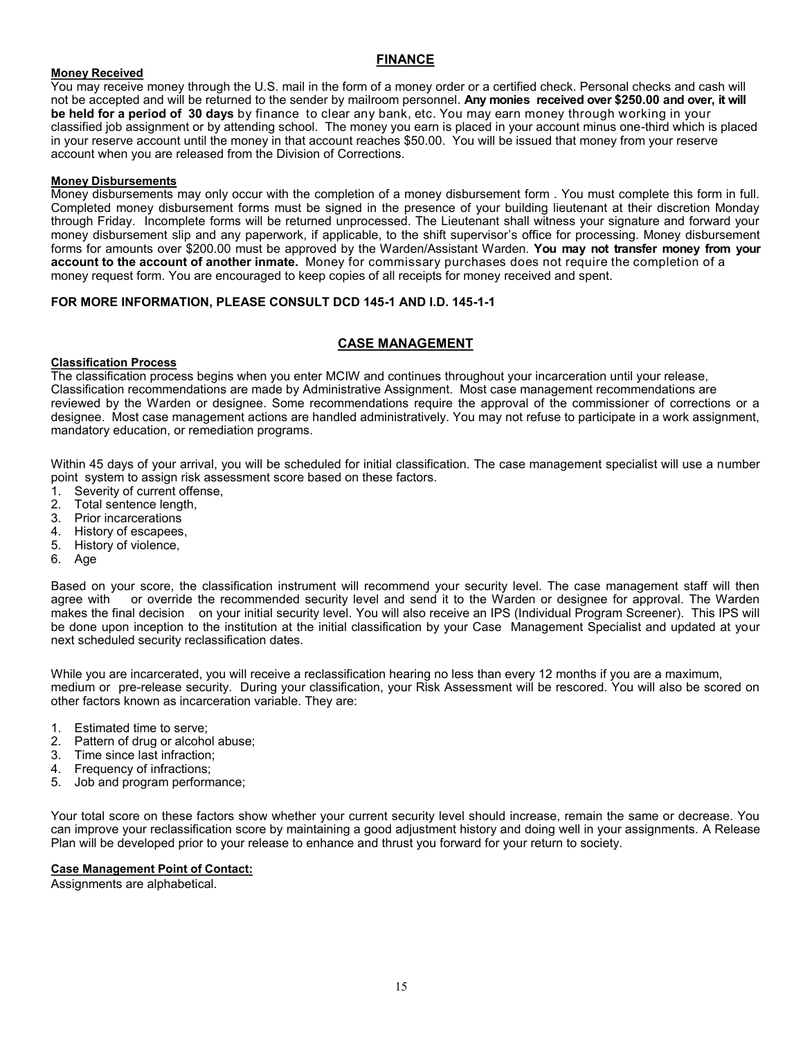## FINANCE

**Money Received**

You may receive money through the U.S. mail in the form of a money order or a certified check. Personal checks and cash will not be accepted and will be returned to the sender by mailroom personnel. **Any monies received over $250.00 and over, it will be held for a period of 30 days** by finance to clear any bank, etc. You may earn money through working in your classified job assignment or by attending school. The money you earn is placed in your account minus one-third which is placed in your reserve account until the money in that account reaches $50.00. You will be issued that money from your reserve account when you are released from the Division of Corrections.

**Money Disbursements**

Money disbursements may only occur with the completion of a money disbursement form . You must complete this form in full. Completed money disbursement forms must be signed in the presence of your building lieutenant at their discretion Monday through Friday. Incomplete forms will be returned unprocessed. The Lieutenant shall witness your signature and forward your money disbursement slip and any paperwork, if applicable, to the shift supervisor's office for processing. Money disbursement forms for amounts over $200.00 must be approved by the Warden/Assistant Warden. **You may not transfer money from your account to the account of another inmate.** Money for commissary purchases does not require the completion of a money request form. You are encouraged to keep copies of all receipts for money received and spent.

**FOR MORE INFORMATION, PLEASE CONSULT DCD 145-1 AND I.D. 145-1-1**

## CASE MANAGEMENT

**Classification Process**

The classification process begins when you enter MCIW and continues throughout your incarceration until your release, Classification recommendations are made by Administrative Assignment. Most case management recommendations are reviewed by the Warden or designee. Some recommendations require the approval of the commissioner of corrections or a designee. Most case management actions are handled administratively. You may not refuse to participate in a work assignment, mandatory education, or remediation programs.

Within 45 days of your arrival, you will be scheduled for initial classification. The case management specialist will use a number point system to assign risk assessment score based on these factors.

1. Severity of current offense,
2. Total sentence length,
3. Prior incarcerations
4. History of escapees,
5. History of violence,
6. Age

Based on your score, the classification instrument will recommend your security level. The case management staff will then agree with or override the recommended security level and send it to the Warden or designee for approval. The Warden makes the final decision on your initial security level. You will also receive an IPS (Individual Program Screener). This IPS will be done upon inception to the institution at the initial classification by your Case Management Specialist and updated at your next scheduled security reclassification dates.

While you are incarcerated, you will receive a reclassification hearing no less than every 12 months if you are a maximum, medium or pre-release security. During your classification, your Risk Assessment will be rescored. You will also be scored on other factors known as incarceration variable. They are:

1. Estimated time to serve;
2. Pattern of drug or alcohol abuse;
3. Time since last infraction;
4. Frequency of infractions;
5. Job and program performance;

Your total score on these factors show whether your current security level should increase, remain the same or decrease. You can improve your reclassification score by maintaining a good adjustment history and doing well in your assignments. A Release Plan will be developed prior to your release to enhance and thrust you forward for your return to society.

**Case Management Point of Contact:**

Assignments are alphabetical.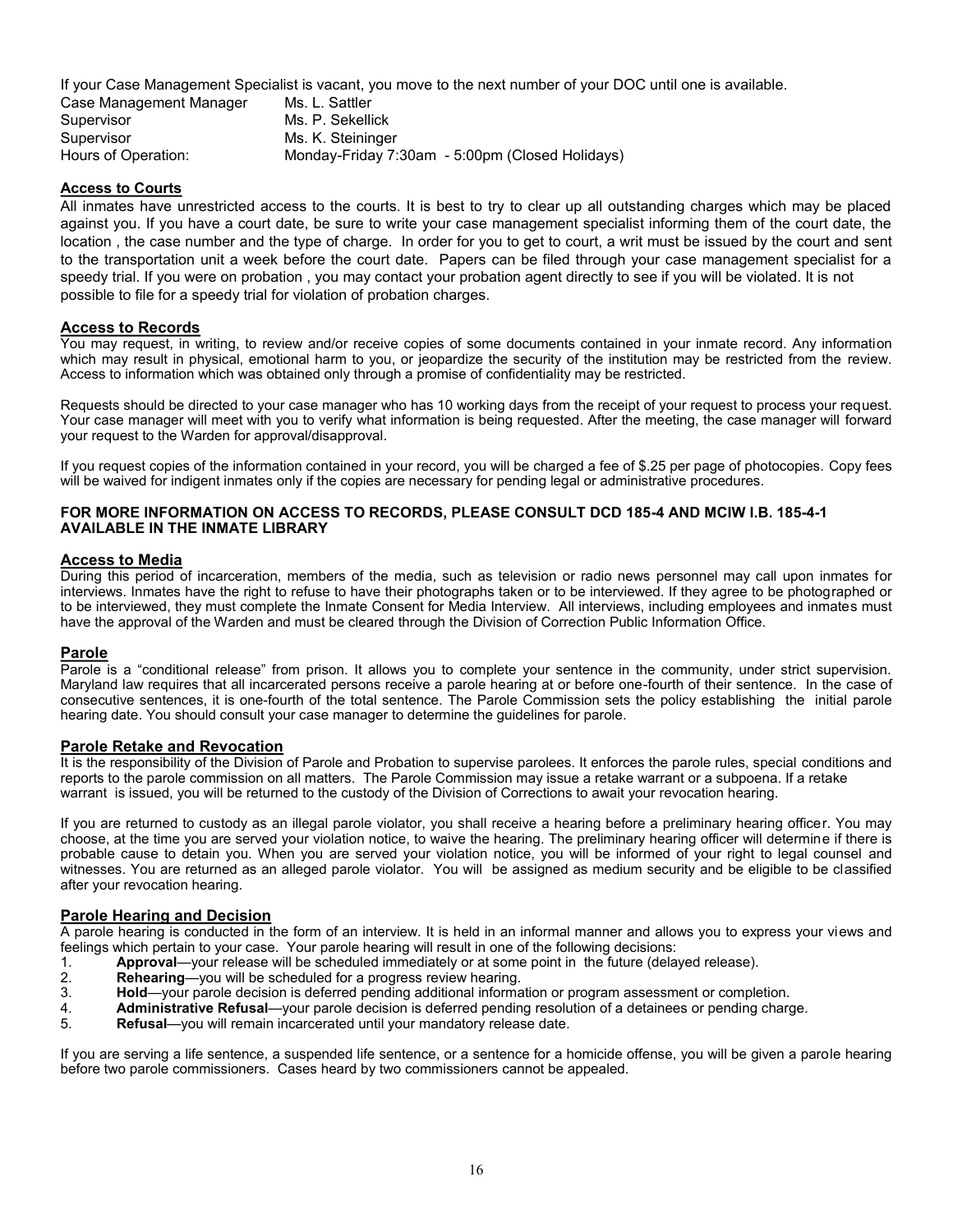If your Case Management Specialist is vacant, you move to the next number of your DOC until one is available.

| | |
|---|---|
| Case Management Manager | Ms. L. Sattler |
| Supervisor | Ms. P. Sekellick |
| Supervisor | Ms. K. Steininger |
| Hours of Operation: | Monday-Friday 7:30am - 5:00pm (Closed Holidays) |

## Access to Courts

All inmates have unrestricted access to the courts. It is best to try to clear up all outstanding charges which may be placed against you. If you have a court date, be sure to write your case management specialist informing them of the court date, the location , the case number and the type of charge. In order for you to get to court, a writ must be issued by the court and sent to the transportation unit a week before the court date. Papers can be filed through your case management specialist for a speedy trial. If you were on probation , you may contact your probation agent directly to see if you will be violated. It is not possible to file for a speedy trial for violation of probation charges.

## Access to Records

You may request, in writing, to review and/or receive copies of some documents contained in your inmate record. Any information which may result in physical, emotional harm to you, or jeopardize the security of the institution may be restricted from the review. Access to information which was obtained only through a promise of confidentiality may be restricted.

Requests should be directed to your case manager who has 10 working days from the receipt of your request to process your request. Your case manager will meet with you to verify what information is being requested. After the meeting, the case manager will forward your request to the Warden for approval/disapproval.

If you request copies of the information contained in your record, you will be charged a fee of $.25 per page of photocopies. Copy fees will be waived for indigent inmates only if the copies are necessary for pending legal or administrative procedures.

**FOR MORE INFORMATION ON ACCESS TO RECORDS, PLEASE CONSULT DCD 185-4 AND MCIW I.B. 185-4-1 AVAILABLE IN THE INMATE LIBRARY**

## Access to Media

During this period of incarceration, members of the media, such as television or radio news personnel may call upon inmates for interviews. Inmates have the right to refuse to have their photographs taken or to be interviewed. If they agree to be photographed or to be interviewed, they must complete the Inmate Consent for Media Interview. All interviews, including employees and inmates must have the approval of the Warden and must be cleared through the Division of Correction Public Information Office.

## Parole

Parole is a "conditional release" from prison. It allows you to complete your sentence in the community, under strict supervision. Maryland law requires that all incarcerated persons receive a parole hearing at or before one-fourth of their sentence. In the case of consecutive sentences, it is one-fourth of the total sentence. The Parole Commission sets the policy establishing the initial parole hearing date. You should consult your case manager to determine the guidelines for parole.

## Parole Retake and Revocation

It is the responsibility of the Division of Parole and Probation to supervise parolees. It enforces the parole rules, special conditions and reports to the parole commission on all matters. The Parole Commission may issue a retake warrant or a subpoena. If a retake warrant is issued, you will be returned to the custody of the Division of Corrections to await your revocation hearing.

If you are returned to custody as an illegal parole violator, you shall receive a hearing before a preliminary hearing officer. You may choose, at the time you are served your violation notice, to waive the hearing. The preliminary hearing officer will determine if there is probable cause to detain you. When you are served your violation notice, you will be informed of your right to legal counsel and witnesses. You are returned as an alleged parole violator. You will be assigned as medium security and be eligible to be classified after your revocation hearing.

## Parole Hearing and Decision

A parole hearing is conducted in the form of an interview. It is held in an informal manner and allows you to express your views and feelings which pertain to your case. Your parole hearing will result in one of the following decisions:

1. **Approval**—your release will be scheduled immediately or at some point in the future (delayed release).
2. **Rehearing**—you will be scheduled for a progress review hearing.
3. **Hold**—your parole decision is deferred pending additional information or program assessment or completion.
4. **Administrative Refusal**—your parole decision is deferred pending resolution of a detainees or pending charge.
5. **Refusal**—you will remain incarcerated until your mandatory release date.

If you are serving a life sentence, a suspended life sentence, or a sentence for a homicide offense, you will be given a parole hearing before two parole commissioners. Cases heard by two commissioners cannot be appealed.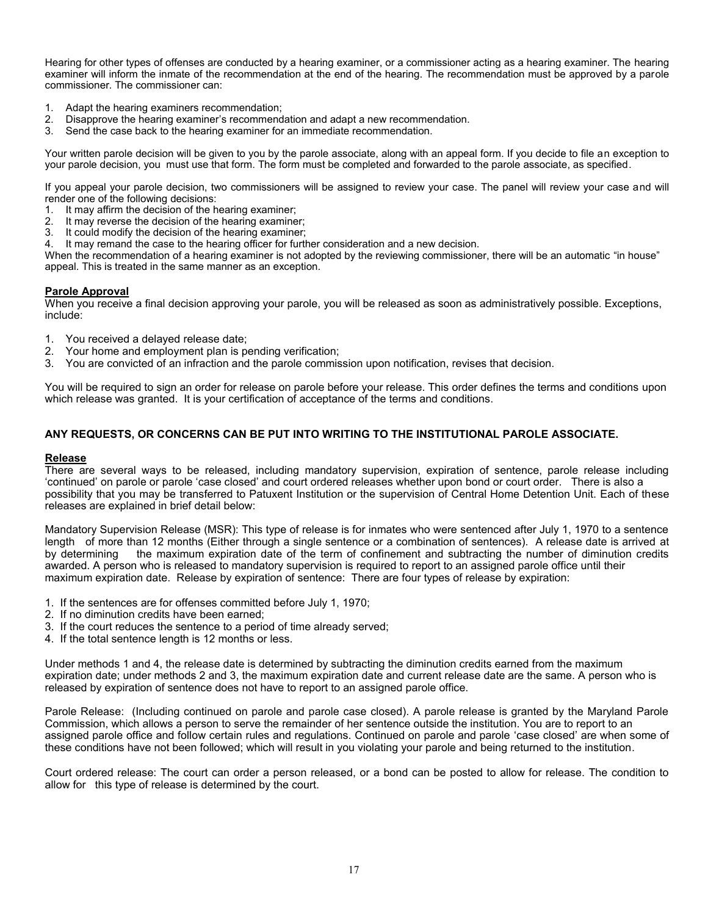Hearing for other types of offenses are conducted by a hearing examiner, or a commissioner acting as a hearing examiner. The hearing examiner will inform the inmate of the recommendation at the end of the hearing. The recommendation must be approved by a parole commissioner. The commissioner can:

1. Adapt the hearing examiners recommendation;
2. Disapprove the hearing examiner's recommendation and adapt a new recommendation.
3. Send the case back to the hearing examiner for an immediate recommendation.

Your written parole decision will be given to you by the parole associate, along with an appeal form. If you decide to file an exception to your parole decision, you must use that form. The form must be completed and forwarded to the parole associate, as specified.

If you appeal your parole decision, two commissioners will be assigned to review your case. The panel will review your case and will render one of the following decisions:

1. It may affirm the decision of the hearing examiner;
2. It may reverse the decision of the hearing examiner;
3. It could modify the decision of the hearing examiner;
4. It may remand the case to the hearing officer for further consideration and a new decision.

When the recommendation of a hearing examiner is not adopted by the reviewing commissioner, there will be an automatic "in house" appeal. This is treated in the same manner as an exception.

**Parole Approval**

When you receive a final decision approving your parole, you will be released as soon as administratively possible. Exceptions, include:

1. You received a delayed release date;
2. Your home and employment plan is pending verification;
3. You are convicted of an infraction and the parole commission upon notification, revises that decision.

You will be required to sign an order for release on parole before your release. This order defines the terms and conditions upon which release was granted. It is your certification of acceptance of the terms and conditions.

**ANY REQUESTS, OR CONCERNS CAN BE PUT INTO WRITING TO THE INSTITUTIONAL PAROLE ASSOCIATE.**

**Release**

There are several ways to be released, including mandatory supervision, expiration of sentence, parole release including 'continued' on parole or parole 'case closed' and court ordered releases whether upon bond or court order. There is also a possibility that you may be transferred to Patuxent Institution or the supervision of Central Home Detention Unit. Each of these releases are explained in brief detail below:

Mandatory Supervision Release (MSR): This type of release is for inmates who were sentenced after July 1, 1970 to a sentence length of more than 12 months (Either through a single sentence or a combination of sentences). A release date is arrived at by determining the maximum expiration date of the term of confinement and subtracting the number of diminution credits awarded. A person who is released to mandatory supervision is required to report to an assigned parole office until their maximum expiration date. Release by expiration of sentence: There are four types of release by expiration:

1. If the sentences are for offenses committed before July 1, 1970;
2. If no diminution credits have been earned;
3. If the court reduces the sentence to a period of time already served;
4. If the total sentence length is 12 months or less.

Under methods 1 and 4, the release date is determined by subtracting the diminution credits earned from the maximum expiration date; under methods 2 and 3, the maximum expiration date and current release date are the same. A person who is released by expiration of sentence does not have to report to an assigned parole office.

Parole Release: (Including continued on parole and parole case closed). A parole release is granted by the Maryland Parole Commission, which allows a person to serve the remainder of her sentence outside the institution. You are to report to an assigned parole office and follow certain rules and regulations. Continued on parole and parole 'case closed' are when some of these conditions have not been followed; which will result in you violating your parole and being returned to the institution.

Court ordered release: The court can order a person released, or a bond can be posted to allow for release. The condition to allow for this type of release is determined by the court.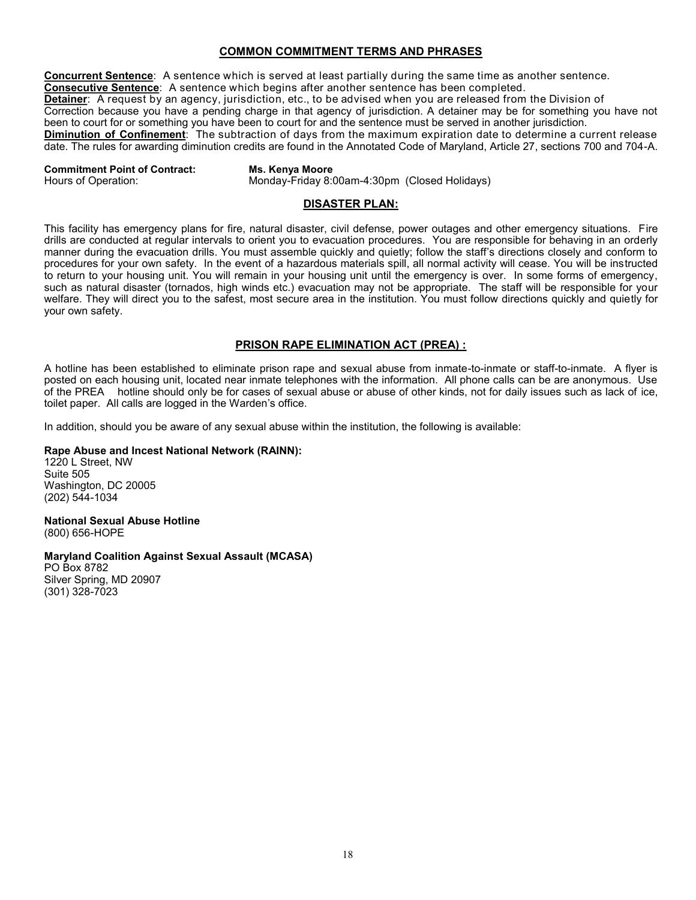## COMMON COMMITMENT TERMS AND PHRASES

**Concurrent Sentence**: A sentence which is served at least partially during the same time as another sentence.
**Consecutive Sentence**: A sentence which begins after another sentence has been completed.
**Detainer**: A request by an agency, jurisdiction, etc., to be advised when you are released from the Division of Correction because you have a pending charge in that agency of jurisdiction. A detainer may be for something you have not been to court for or something you have been to court for and the sentence must be served in another jurisdiction.
**Diminution of Confinement**: The subtraction of days from the maximum expiration date to determine a current release date. The rules for awarding diminution credits are found in the Annotated Code of Maryland, Article 27, sections 700 and 704-A.

**Commitment Point of Contract:** **Ms. Kenya Moore**
Hours of Operation: Monday-Friday 8:00am-4:30pm (Closed Holidays)

## DISASTER PLAN:

This facility has emergency plans for fire, natural disaster, civil defense, power outages and other emergency situations. Fire drills are conducted at regular intervals to orient you to evacuation procedures. You are responsible for behaving in an orderly manner during the evacuation drills. You must assemble quickly and quietly; follow the staff's directions closely and conform to procedures for your own safety. In the event of a hazardous materials spill, all normal activity will cease. You will be instructed to return to your housing unit. You will remain in your housing unit until the emergency is over. In some forms of emergency, such as natural disaster (tornados, high winds etc.) evacuation may not be appropriate. The staff will be responsible for your welfare. They will direct you to the safest, most secure area in the institution. You must follow directions quickly and quietly for your own safety.

## PRISON RAPE ELIMINATION ACT (PREA) :

A hotline has been established to eliminate prison rape and sexual abuse from inmate-to-inmate or staff-to-inmate. A flyer is posted on each housing unit, located near inmate telephones with the information. All phone calls can be are anonymous. Use of the PREA hotline should only be for cases of sexual abuse or abuse of other kinds, not for daily issues such as lack of ice, toilet paper. All calls are logged in the Warden's office.

In addition, should you be aware of any sexual abuse within the institution, the following is available:

**Rape Abuse and Incest National Network (RAINN):**
1220 L Street, NW
Suite 505
Washington, DC 20005
(202) 544-1034

**National Sexual Abuse Hotline**
(800) 656-HOPE

**Maryland Coalition Against Sexual Assault (MCASA)**
PO Box 8782
Silver Spring, MD 20907
(301) 328-7023